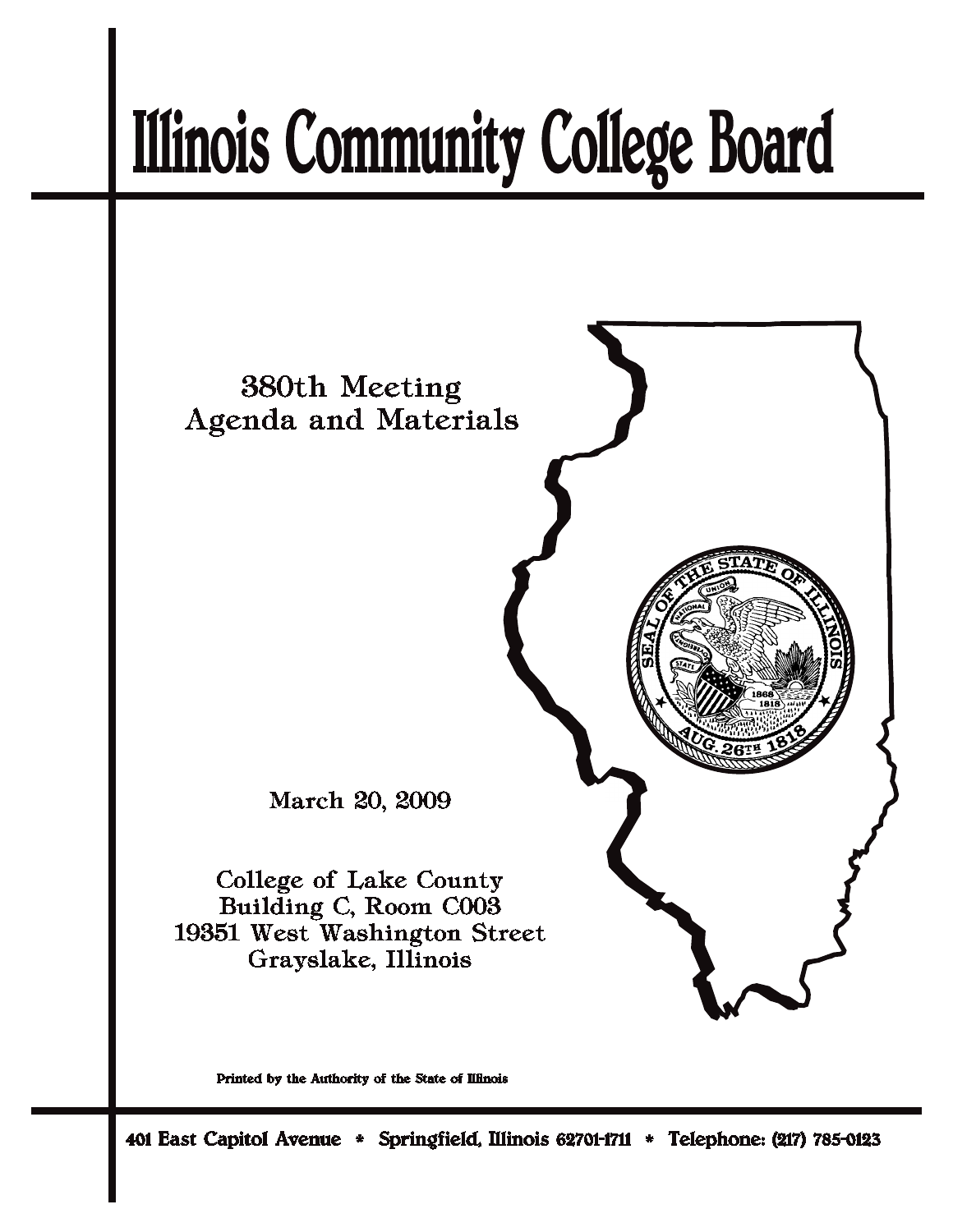# Illinois Community College Board

380th Meeting
Agenda and Materials

March 20, 2009

College of Lake County
Building C, Room C003
19351 West Washington Street
Grayslake, Illinois

Printed by the Authority of the State of Illinois

401 East Capitol Avenue * Springfield, Illinois 62701-1711 * Telephone: (217) 785-0123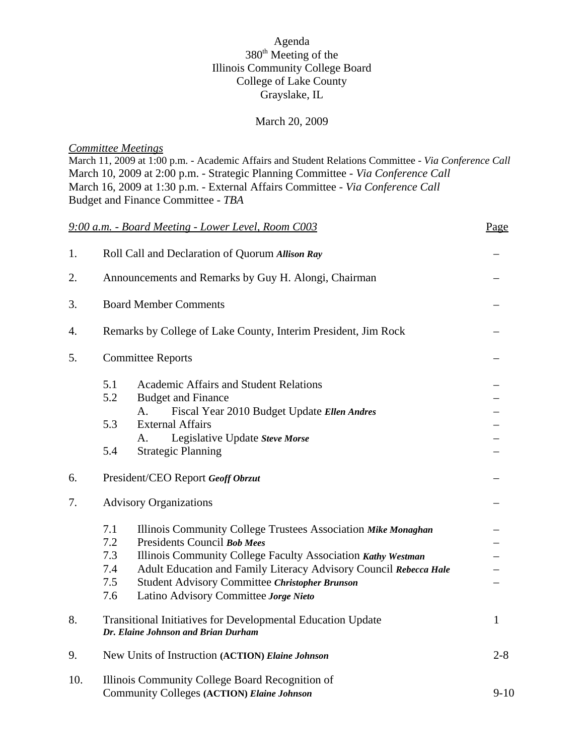Agenda
380th Meeting of the
Illinois Community College Board
College of Lake County
Grayslake, IL

March 20, 2009

*Committee Meetings*
March 11, 2009 at 1:00 p.m. - Academic Affairs and Student Relations Committee - *Via Conference Call*
March 10, 2009 at 2:00 p.m. - Strategic Planning Committee - *Via Conference Call*
March 16, 2009 at 1:30 p.m. - External Affairs Committee - *Via Conference Call*
Budget and Finance Committee - *TBA*

| *9:00 a.m. - Board Meeting - Lower Level, Room C003* | Page |
|---|---|
| 1. Roll Call and Declaration of Quorum ***Allison Ray*** | – |
| 2. Announcements and Remarks by Guy H. Alongi, Chairman | – |
| 3. Board Member Comments | – |
| 4. Remarks by College of Lake County, Interim President, Jim Rock | – |
| 5. Committee Reports | – |
| 5.1 Academic Affairs and Student Relations | – |
| 5.2 Budget and Finance | – |
| A. Fiscal Year 2010 Budget Update ***Ellen Andres*** | – |
| 5.3 External Affairs | – |
| A. Legislative Update ***Steve Morse*** | – |
| 5.4 Strategic Planning | – |
| 6. President/CEO Report ***Geoff Obrzut*** | – |
| 7. Advisory Organizations | – |
| 7.1 Illinois Community College Trustees Association ***Mike Monaghan*** | – |
| 7.2 Presidents Council ***Bob Mees*** | – |
| 7.3 Illinois Community College Faculty Association ***Kathy Westman*** | – |
| 7.4 Adult Education and Family Literacy Advisory Council ***Rebecca Hale*** | – |
| 7.5 Student Advisory Committee ***Christopher Brunson*** | – |
| 7.6 Latino Advisory Committee ***Jorge Nieto*** | |
| 8. Transitional Initiatives for Developmental Education Update ***Dr. Elaine Johnson and Brian Durham*** | 1 |
| 9. New Units of Instruction **(ACTION)** ***Elaine Johnson*** | 2-8 |
| 10. Illinois Community College Board Recognition of Community Colleges **(ACTION)** ***Elaine Johnson*** | 9-10 |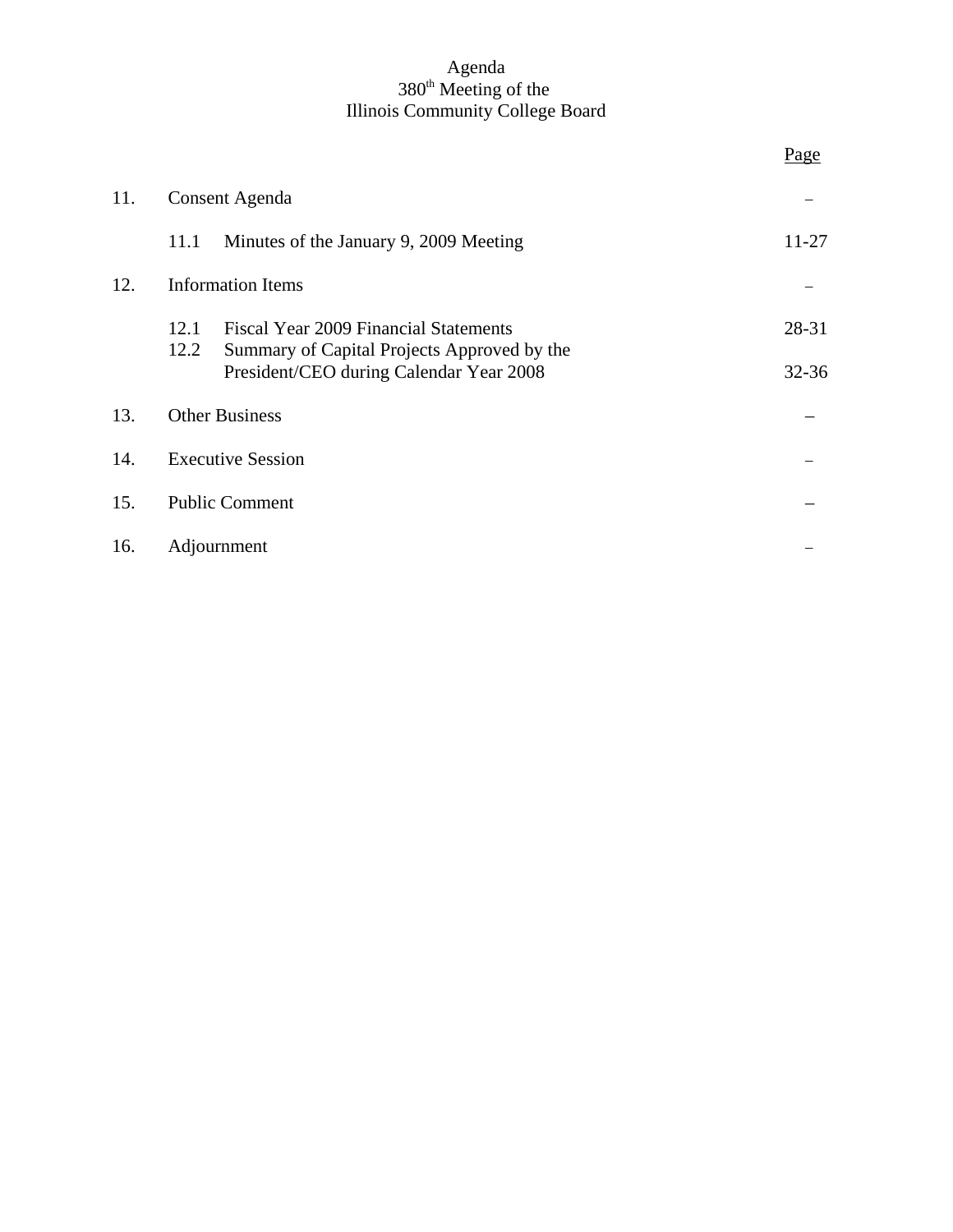# Agenda
## 380th Meeting of the
## Illinois Community College Board

| | | Page |
|---|---|---|
| 11. | Consent Agenda | – |
| | 11.1 Minutes of the January 9, 2009 Meeting | 11-27 |
| 12. | Information Items | – |
| | 12.1 Fiscal Year 2009 Financial Statements | 28-31 |
| | 12.2 Summary of Capital Projects Approved by the President/CEO during Calendar Year 2008 | 32-36 |
| 13. | Other Business | – |
| 14. | Executive Session | – |
| 15. | Public Comment | – |
| 16. | Adjournment | – |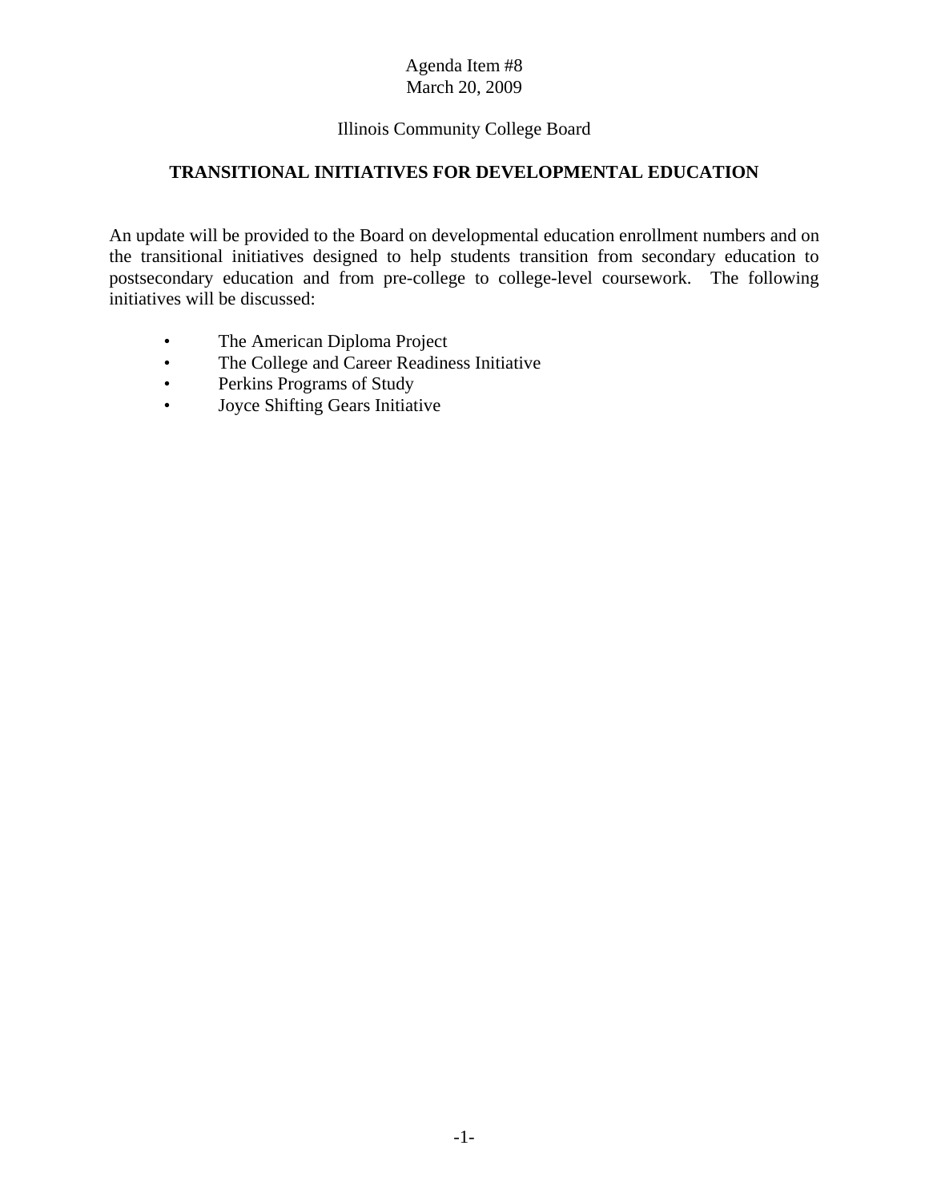Agenda Item #8
March 20, 2009

Illinois Community College Board

## TRANSITIONAL INITIATIVES FOR DEVELOPMENTAL EDUCATION

An update will be provided to the Board on developmental education enrollment numbers and on the transitional initiatives designed to help students transition from secondary education to postsecondary education and from pre-college to college-level coursework. The following initiatives will be discussed:

- The American Diploma Project
- The College and Career Readiness Initiative
- Perkins Programs of Study
- Joyce Shifting Gears Initiative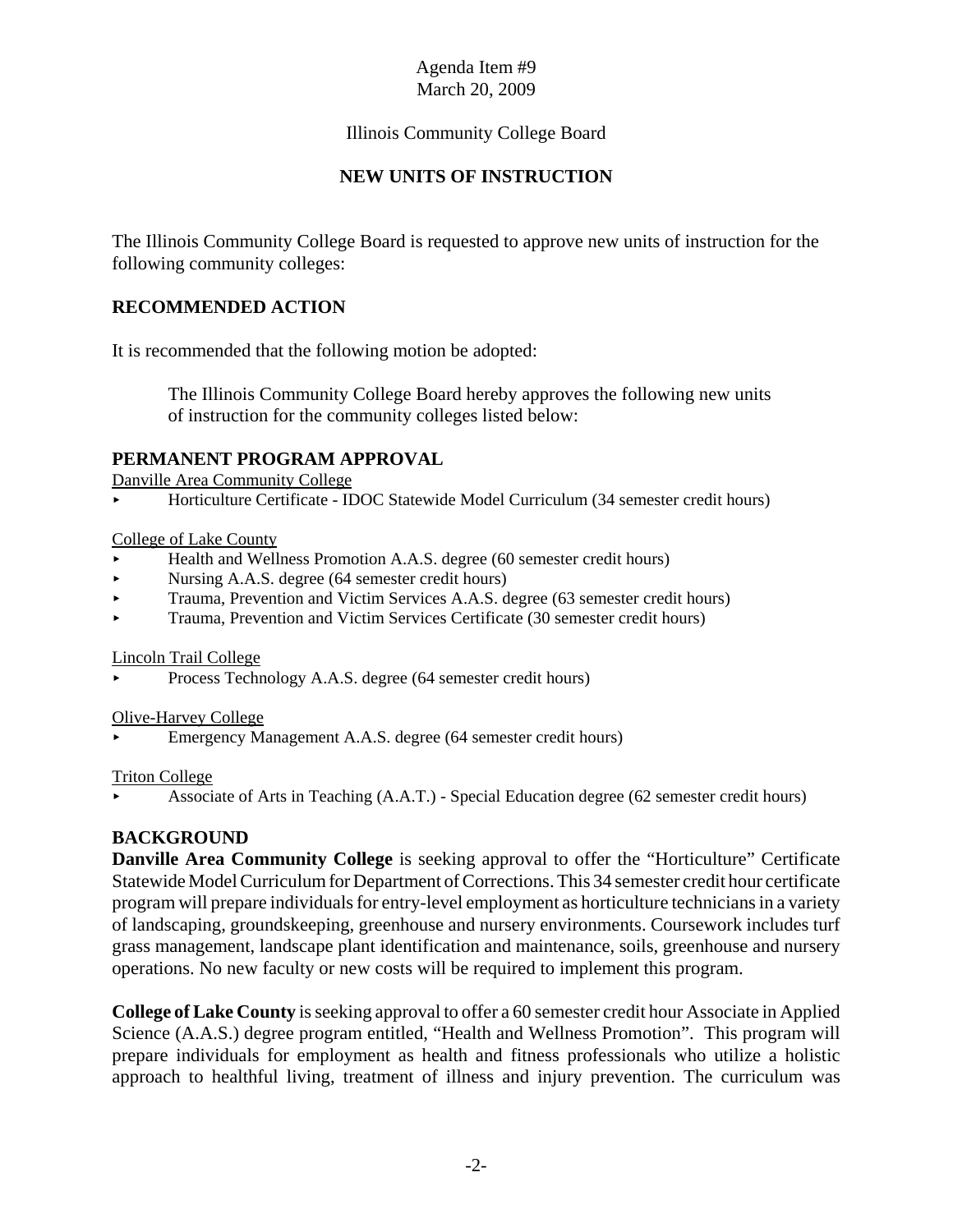Agenda Item #9
March 20, 2009

Illinois Community College Board

## NEW UNITS OF INSTRUCTION

The Illinois Community College Board is requested to approve new units of instruction for the following community colleges:

## RECOMMENDED ACTION

It is recommended that the following motion be adopted:

> The Illinois Community College Board hereby approves the following new units of instruction for the community colleges listed below:

## PERMANENT PROGRAM APPROVAL

Danville Area Community College

- Horticulture Certificate - IDOC Statewide Model Curriculum (34 semester credit hours)

College of Lake County

- Health and Wellness Promotion A.A.S. degree (60 semester credit hours)
- Nursing A.A.S. degree (64 semester credit hours)
- Trauma, Prevention and Victim Services A.A.S. degree (63 semester credit hours)
- Trauma, Prevention and Victim Services Certificate (30 semester credit hours)

Lincoln Trail College

- Process Technology A.A.S. degree (64 semester credit hours)

Olive-Harvey College

- Emergency Management A.A.S. degree (64 semester credit hours)

Triton College

- Associate of Arts in Teaching (A.A.T.) - Special Education degree (62 semester credit hours)

## BACKGROUND

**Danville Area Community College** is seeking approval to offer the "Horticulture" Certificate Statewide Model Curriculum for Department of Corrections. This 34 semester credit hour certificate program will prepare individuals for entry-level employment as horticulture technicians in a variety of landscaping, groundskeeping, greenhouse and nursery environments. Coursework includes turf grass management, landscape plant identification and maintenance, soils, greenhouse and nursery operations. No new faculty or new costs will be required to implement this program.

**College of Lake County** is seeking approval to offer a 60 semester credit hour Associate in Applied Science (A.A.S.) degree program entitled, "Health and Wellness Promotion". This program will prepare individuals for employment as health and fitness professionals who utilize a holistic approach to healthful living, treatment of illness and injury prevention. The curriculum was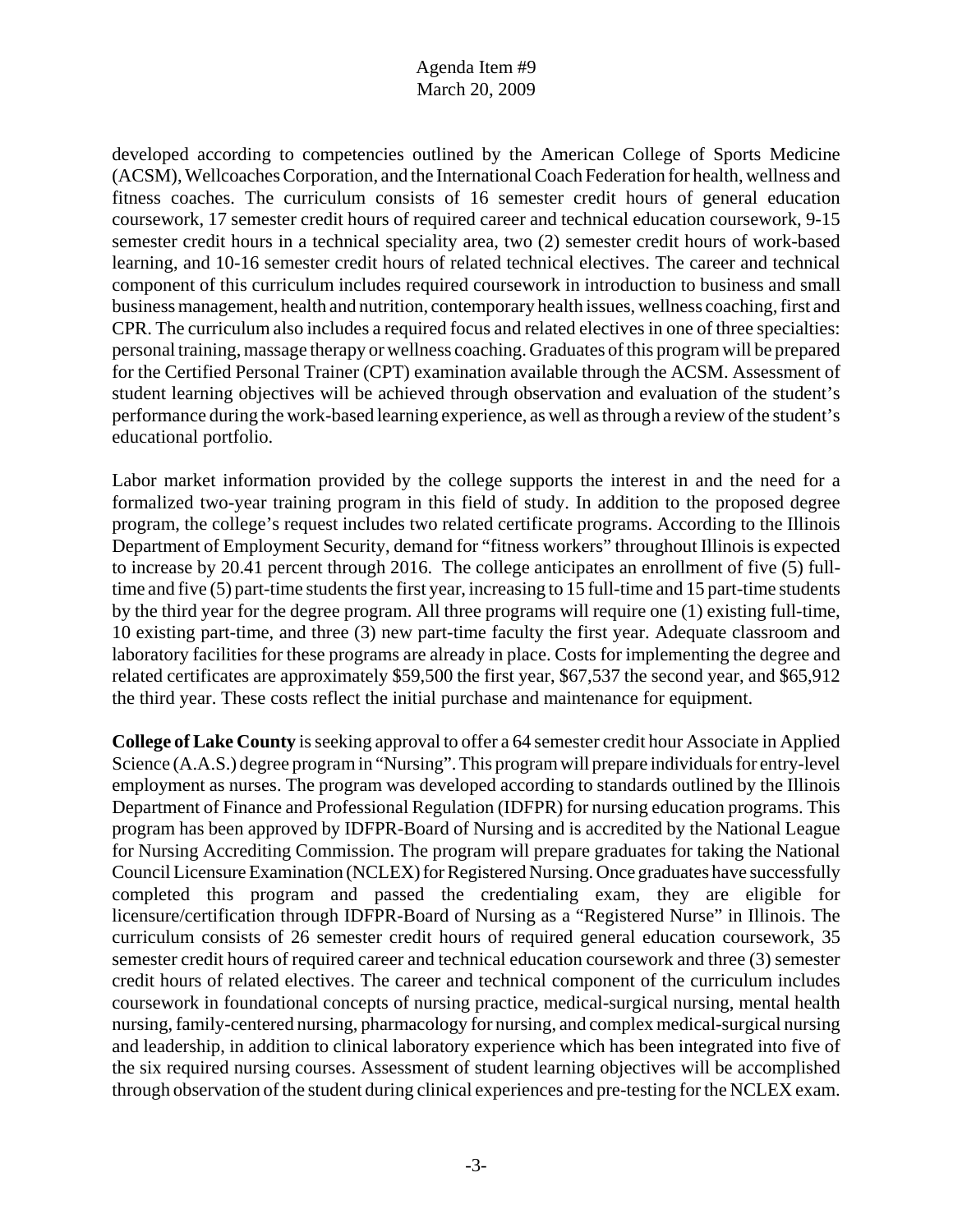developed according to competencies outlined by the American College of Sports Medicine (ACSM), Wellcoaches Corporation, and the International Coach Federation for health, wellness and fitness coaches. The curriculum consists of 16 semester credit hours of general education coursework, 17 semester credit hours of required career and technical education coursework, 9-15 semester credit hours in a technical speciality area, two (2) semester credit hours of work-based learning, and 10-16 semester credit hours of related technical electives. The career and technical component of this curriculum includes required coursework in introduction to business and small business management, health and nutrition, contemporary health issues, wellness coaching, first and CPR. The curriculum also includes a required focus and related electives in one of three specialties: personal training, massage therapy or wellness coaching. Graduates of this program will be prepared for the Certified Personal Trainer (CPT) examination available through the ACSM. Assessment of student learning objectives will be achieved through observation and evaluation of the student's performance during the work-based learning experience, as well as through a review of the student's educational portfolio.

Labor market information provided by the college supports the interest in and the need for a formalized two-year training program in this field of study. In addition to the proposed degree program, the college's request includes two related certificate programs. According to the Illinois Department of Employment Security, demand for "fitness workers" throughout Illinois is expected to increase by 20.41 percent through 2016. The college anticipates an enrollment of five (5) full-time and five (5) part-time students the first year, increasing to 15 full-time and 15 part-time students by the third year for the degree program. All three programs will require one (1) existing full-time, 10 existing part-time, and three (3) new part-time faculty the first year. Adequate classroom and laboratory facilities for these programs are already in place. Costs for implementing the degree and related certificates are approximately $59,500 the first year, $67,537 the second year, and $65,912 the third year. These costs reflect the initial purchase and maintenance for equipment.

**College of Lake County** is seeking approval to offer a 64 semester credit hour Associate in Applied Science (A.A.S.) degree program in "Nursing". This program will prepare individuals for entry-level employment as nurses. The program was developed according to standards outlined by the Illinois Department of Finance and Professional Regulation (IDFPR) for nursing education programs. This program has been approved by IDFPR-Board of Nursing and is accredited by the National League for Nursing Accrediting Commission. The program will prepare graduates for taking the National Council Licensure Examination (NCLEX) for Registered Nursing. Once graduates have successfully completed this program and passed the credentialing exam, they are eligible for licensure/certification through IDFPR-Board of Nursing as a "Registered Nurse" in Illinois. The curriculum consists of 26 semester credit hours of required general education coursework, 35 semester credit hours of required career and technical education coursework and three (3) semester credit hours of related electives. The career and technical component of the curriculum includes coursework in foundational concepts of nursing practice, medical-surgical nursing, mental health nursing, family-centered nursing, pharmacology for nursing, and complex medical-surgical nursing and leadership, in addition to clinical laboratory experience which has been integrated into five of the six required nursing courses. Assessment of student learning objectives will be accomplished through observation of the student during clinical experiences and pre-testing for the NCLEX exam.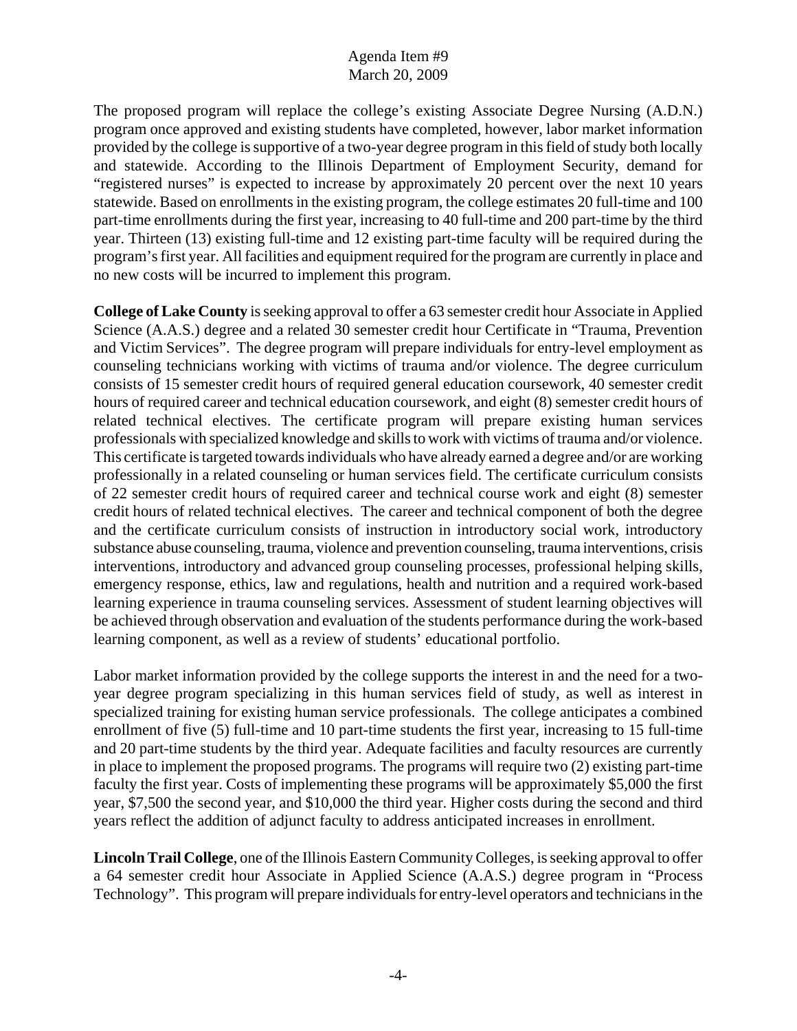The proposed program will replace the college's existing Associate Degree Nursing (A.D.N.) program once approved and existing students have completed, however, labor market information provided by the college is supportive of a two-year degree program in this field of study both locally and statewide. According to the Illinois Department of Employment Security, demand for "registered nurses" is expected to increase by approximately 20 percent over the next 10 years statewide. Based on enrollments in the existing program, the college estimates 20 full-time and 100 part-time enrollments during the first year, increasing to 40 full-time and 200 part-time by the third year. Thirteen (13) existing full-time and 12 existing part-time faculty will be required during the program's first year. All facilities and equipment required for the program are currently in place and no new costs will be incurred to implement this program.

**College of Lake County** is seeking approval to offer a 63 semester credit hour Associate in Applied Science (A.A.S.) degree and a related 30 semester credit hour Certificate in "Trauma, Prevention and Victim Services". The degree program will prepare individuals for entry-level employment as counseling technicians working with victims of trauma and/or violence. The degree curriculum consists of 15 semester credit hours of required general education coursework, 40 semester credit hours of required career and technical education coursework, and eight (8) semester credit hours of related technical electives. The certificate program will prepare existing human services professionals with specialized knowledge and skills to work with victims of trauma and/or violence. This certificate is targeted towards individuals who have already earned a degree and/or are working professionally in a related counseling or human services field. The certificate curriculum consists of 22 semester credit hours of required career and technical course work and eight (8) semester credit hours of related technical electives. The career and technical component of both the degree and the certificate curriculum consists of instruction in introductory social work, introductory substance abuse counseling, trauma, violence and prevention counseling, trauma interventions, crisis interventions, introductory and advanced group counseling processes, professional helping skills, emergency response, ethics, law and regulations, health and nutrition and a required work-based learning experience in trauma counseling services. Assessment of student learning objectives will be achieved through observation and evaluation of the students performance during the work-based learning component, as well as a review of students' educational portfolio.

Labor market information provided by the college supports the interest in and the need for a two-year degree program specializing in this human services field of study, as well as interest in specialized training for existing human service professionals. The college anticipates a combined enrollment of five (5) full-time and 10 part-time students the first year, increasing to 15 full-time and 20 part-time students by the third year. Adequate facilities and faculty resources are currently in place to implement the proposed programs. The programs will require two (2) existing part-time faculty the first year. Costs of implementing these programs will be approximately $5,000 the first year, $7,500 the second year, and $10,000 the third year. Higher costs during the second and third years reflect the addition of adjunct faculty to address anticipated increases in enrollment.

**Lincoln Trail College**, one of the Illinois Eastern Community Colleges, is seeking approval to offer a 64 semester credit hour Associate in Applied Science (A.A.S.) degree program in "Process Technology". This program will prepare individuals for entry-level operators and technicians in the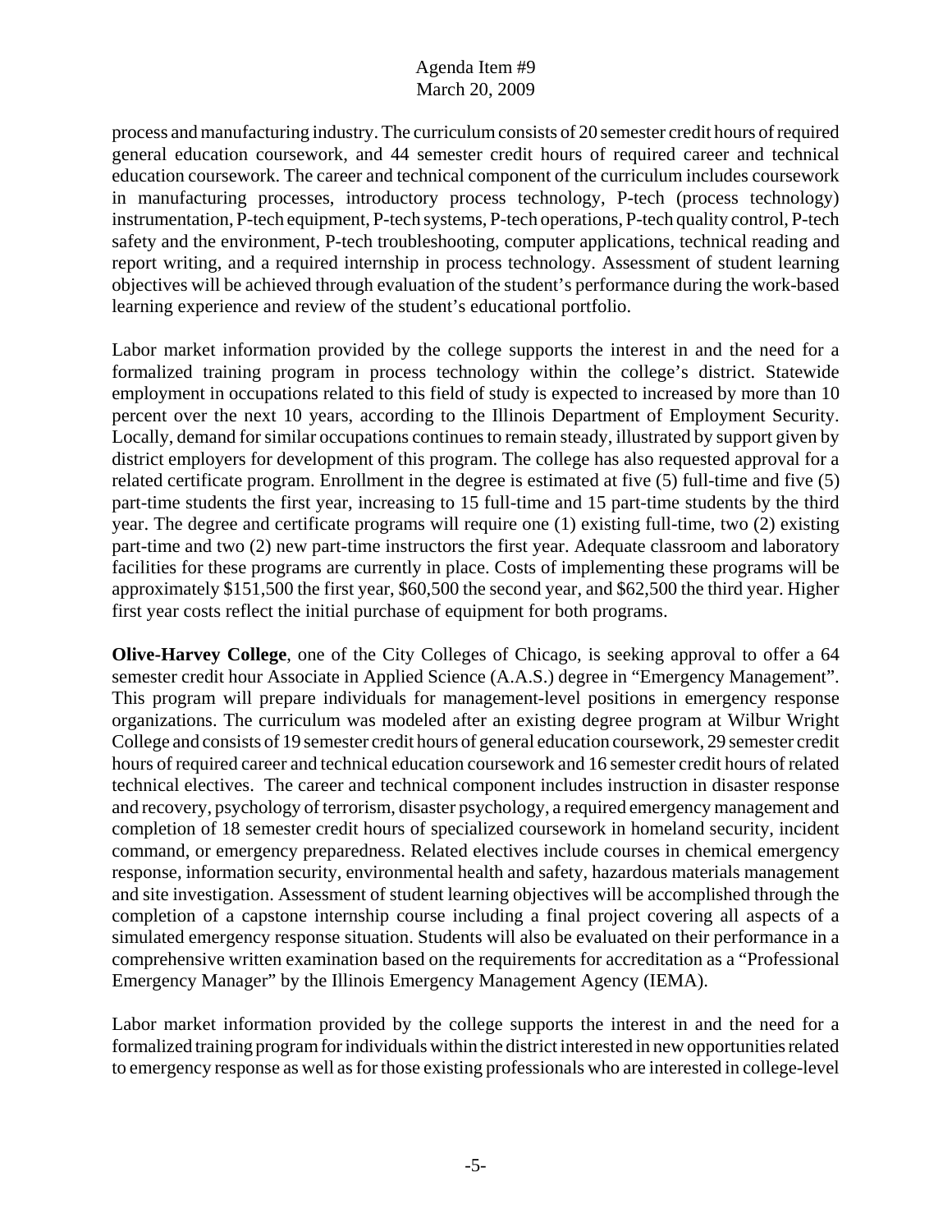process and manufacturing industry. The curriculum consists of 20 semester credit hours of required general education coursework, and 44 semester credit hours of required career and technical education coursework. The career and technical component of the curriculum includes coursework in manufacturing processes, introductory process technology, P-tech (process technology) instrumentation, P-tech equipment, P-tech systems, P-tech operations, P-tech quality control, P-tech safety and the environment, P-tech troubleshooting, computer applications, technical reading and report writing, and a required internship in process technology. Assessment of student learning objectives will be achieved through evaluation of the student's performance during the work-based learning experience and review of the student's educational portfolio.

Labor market information provided by the college supports the interest in and the need for a formalized training program in process technology within the college's district. Statewide employment in occupations related to this field of study is expected to increased by more than 10 percent over the next 10 years, according to the Illinois Department of Employment Security. Locally, demand for similar occupations continues to remain steady, illustrated by support given by district employers for development of this program. The college has also requested approval for a related certificate program. Enrollment in the degree is estimated at five (5) full-time and five (5) part-time students the first year, increasing to 15 full-time and 15 part-time students by the third year. The degree and certificate programs will require one (1) existing full-time, two (2) existing part-time and two (2) new part-time instructors the first year. Adequate classroom and laboratory facilities for these programs are currently in place. Costs of implementing these programs will be approximately $151,500 the first year, $60,500 the second year, and $62,500 the third year. Higher first year costs reflect the initial purchase of equipment for both programs.

**Olive-Harvey College**, one of the City Colleges of Chicago, is seeking approval to offer a 64 semester credit hour Associate in Applied Science (A.A.S.) degree in "Emergency Management". This program will prepare individuals for management-level positions in emergency response organizations. The curriculum was modeled after an existing degree program at Wilbur Wright College and consists of 19 semester credit hours of general education coursework, 29 semester credit hours of required career and technical education coursework and 16 semester credit hours of related technical electives. The career and technical component includes instruction in disaster response and recovery, psychology of terrorism, disaster psychology, a required emergency management and completion of 18 semester credit hours of specialized coursework in homeland security, incident command, or emergency preparedness. Related electives include courses in chemical emergency response, information security, environmental health and safety, hazardous materials management and site investigation. Assessment of student learning objectives will be accomplished through the completion of a capstone internship course including a final project covering all aspects of a simulated emergency response situation. Students will also be evaluated on their performance in a comprehensive written examination based on the requirements for accreditation as a "Professional Emergency Manager" by the Illinois Emergency Management Agency (IEMA).

Labor market information provided by the college supports the interest in and the need for a formalized training program for individuals within the district interested in new opportunities related to emergency response as well as for those existing professionals who are interested in college-level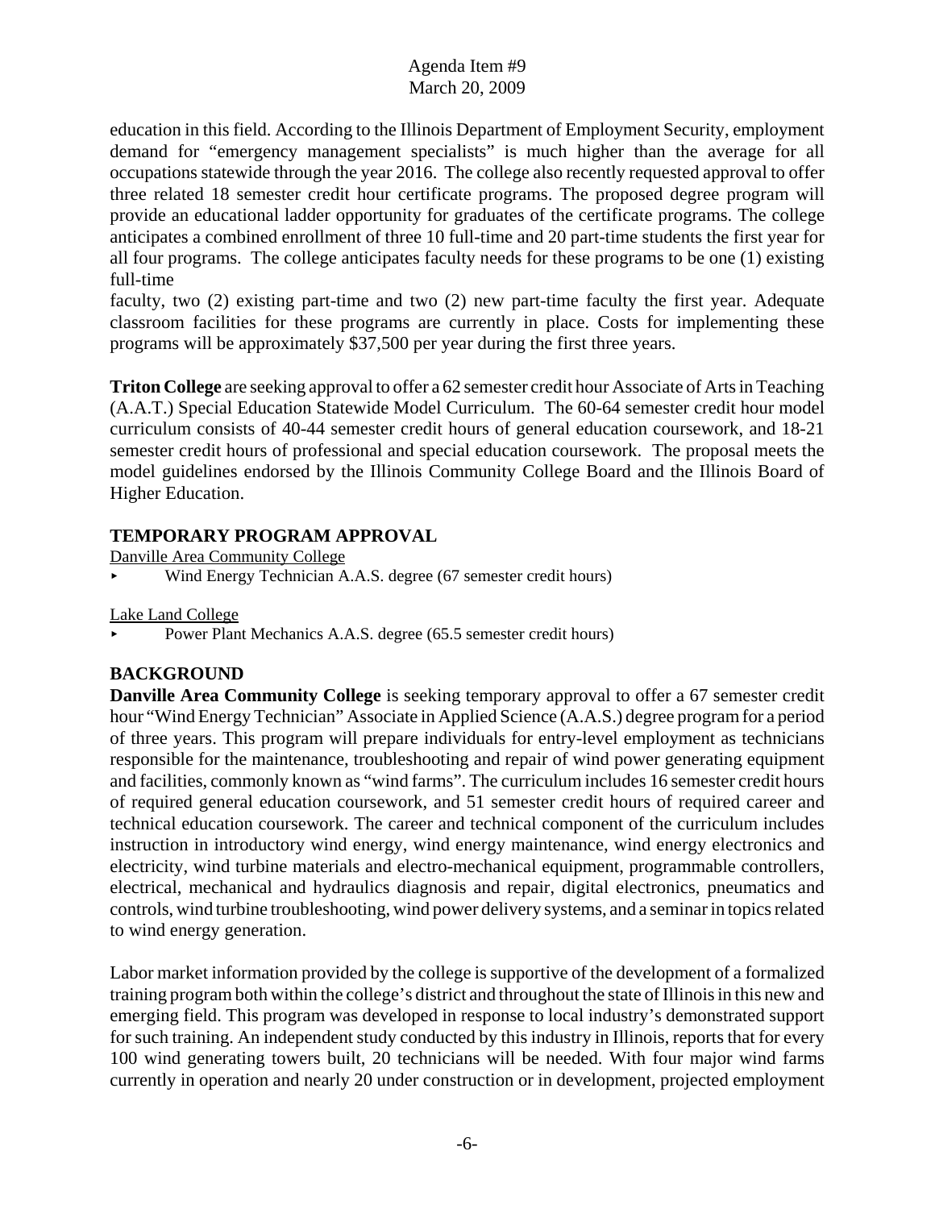education in this field. According to the Illinois Department of Employment Security, employment demand for "emergency management specialists" is much higher than the average for all occupations statewide through the year 2016. The college also recently requested approval to offer three related 18 semester credit hour certificate programs. The proposed degree program will provide an educational ladder opportunity for graduates of the certificate programs. The college anticipates a combined enrollment of three 10 full-time and 20 part-time students the first year for all four programs. The college anticipates faculty needs for these programs to be one (1) existing full-time

faculty, two (2) existing part-time and two (2) new part-time faculty the first year. Adequate classroom facilities for these programs are currently in place. Costs for implementing these programs will be approximately $37,500 per year during the first three years.

**Triton College** are seeking approval to offer a 62 semester credit hour Associate of Arts in Teaching (A.A.T.) Special Education Statewide Model Curriculum. The 60-64 semester credit hour model curriculum consists of 40-44 semester credit hours of general education coursework, and 18-21 semester credit hours of professional and special education coursework. The proposal meets the model guidelines endorsed by the Illinois Community College Board and the Illinois Board of Higher Education.

## TEMPORARY PROGRAM APPROVAL

Danville Area Community College

- Wind Energy Technician A.A.S. degree (67 semester credit hours)

Lake Land College

- Power Plant Mechanics A.A.S. degree (65.5 semester credit hours)

## BACKGROUND

**Danville Area Community College** is seeking temporary approval to offer a 67 semester credit hour "Wind Energy Technician" Associate in Applied Science (A.A.S.) degree program for a period of three years. This program will prepare individuals for entry-level employment as technicians responsible for the maintenance, troubleshooting and repair of wind power generating equipment and facilities, commonly known as "wind farms". The curriculum includes 16 semester credit hours of required general education coursework, and 51 semester credit hours of required career and technical education coursework. The career and technical component of the curriculum includes instruction in introductory wind energy, wind energy maintenance, wind energy electronics and electricity, wind turbine materials and electro-mechanical equipment, programmable controllers, electrical, mechanical and hydraulics diagnosis and repair, digital electronics, pneumatics and controls, wind turbine troubleshooting, wind power delivery systems, and a seminar in topics related to wind energy generation.

Labor market information provided by the college is supportive of the development of a formalized training program both within the college's district and throughout the state of Illinois in this new and emerging field. This program was developed in response to local industry's demonstrated support for such training. An independent study conducted by this industry in Illinois, reports that for every 100 wind generating towers built, 20 technicians will be needed. With four major wind farms currently in operation and nearly 20 under construction or in development, projected employment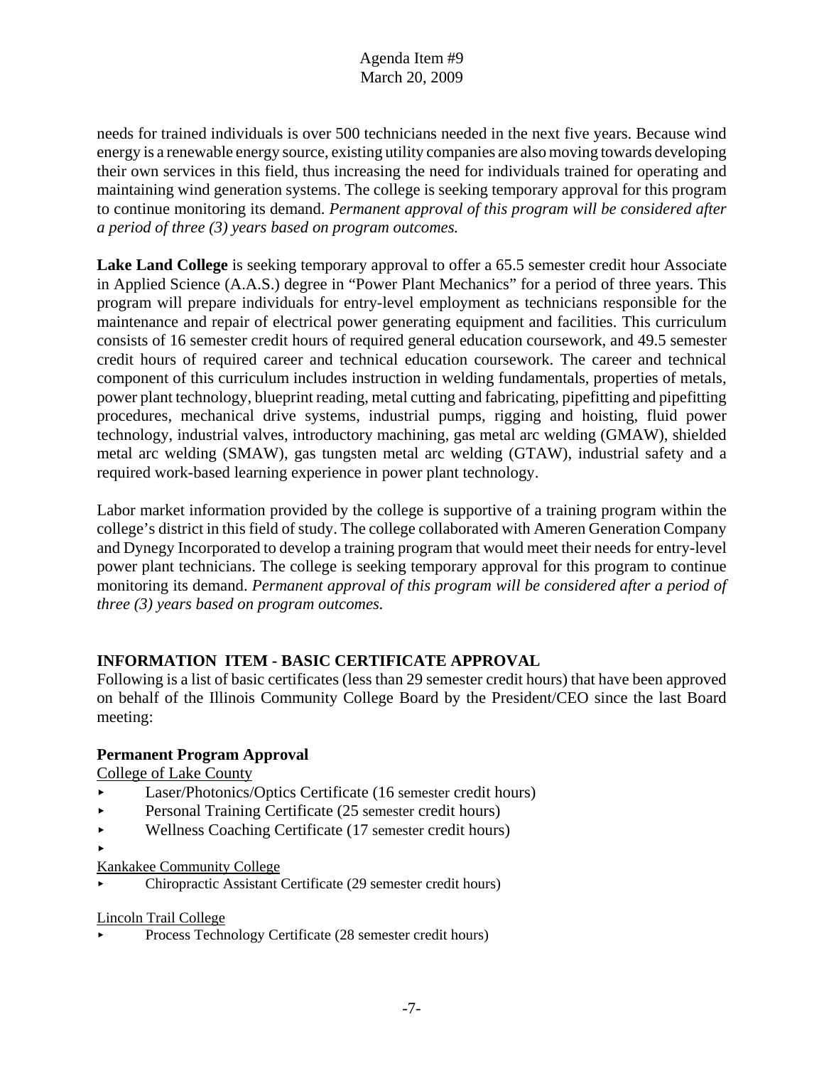needs for trained individuals is over 500 technicians needed in the next five years. Because wind energy is a renewable energy source, existing utility companies are also moving towards developing their own services in this field, thus increasing the need for individuals trained for operating and maintaining wind generation systems. The college is seeking temporary approval for this program to continue monitoring its demand. *Permanent approval of this program will be considered after a period of three (3) years based on program outcomes.*

**Lake Land College** is seeking temporary approval to offer a 65.5 semester credit hour Associate in Applied Science (A.A.S.) degree in "Power Plant Mechanics" for a period of three years. This program will prepare individuals for entry-level employment as technicians responsible for the maintenance and repair of electrical power generating equipment and facilities. This curriculum consists of 16 semester credit hours of required general education coursework, and 49.5 semester credit hours of required career and technical education coursework. The career and technical component of this curriculum includes instruction in welding fundamentals, properties of metals, power plant technology, blueprint reading, metal cutting and fabricating, pipefitting and pipefitting procedures, mechanical drive systems, industrial pumps, rigging and hoisting, fluid power technology, industrial valves, introductory machining, gas metal arc welding (GMAW), shielded metal arc welding (SMAW), gas tungsten metal arc welding (GTAW), industrial safety and a required work-based learning experience in power plant technology.

Labor market information provided by the college is supportive of a training program within the college's district in this field of study. The college collaborated with Ameren Generation Company and Dynegy Incorporated to develop a training program that would meet their needs for entry-level power plant technicians. The college is seeking temporary approval for this program to continue monitoring its demand. *Permanent approval of this program will be considered after a period of three (3) years based on program outcomes.*

## INFORMATION ITEM - BASIC CERTIFICATE APPROVAL

Following is a list of basic certificates (less than 29 semester credit hours) that have been approved on behalf of the Illinois Community College Board by the President/CEO since the last Board meeting:

### Permanent Program Approval

College of Lake County

- Laser/Photonics/Optics Certificate (16 semester credit hours)
- Personal Training Certificate (25 semester credit hours)
- Wellness Coaching Certificate (17 semester credit hours)

Kankakee Community College

- Chiropractic Assistant Certificate (29 semester credit hours)

Lincoln Trail College

- Process Technology Certificate (28 semester credit hours)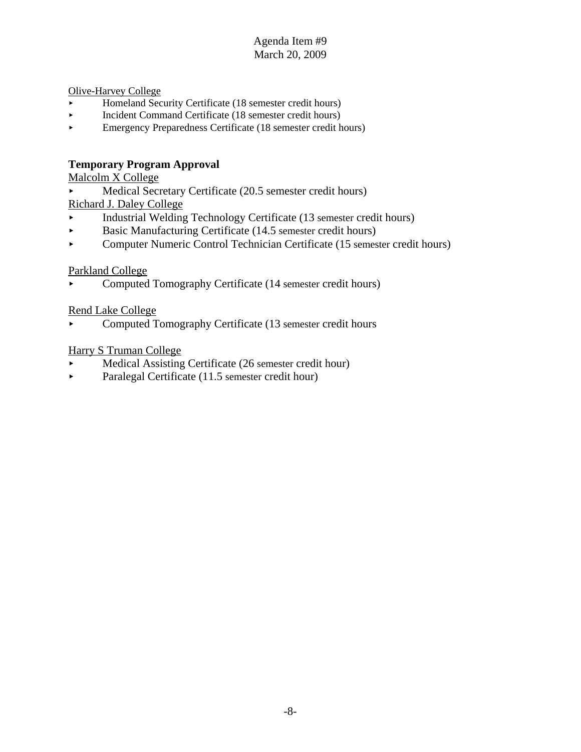Olive-Harvey College

- Homeland Security Certificate (18 semester credit hours)
- Incident Command Certificate (18 semester credit hours)
- Emergency Preparedness Certificate (18 semester credit hours)

**Temporary Program Approval**

Malcolm X College

- Medical Secretary Certificate (20.5 semester credit hours)

Richard J. Daley College

- Industrial Welding Technology Certificate (13 semester credit hours)
- Basic Manufacturing Certificate (14.5 semester credit hours)
- Computer Numeric Control Technician Certificate (15 semester credit hours)

Parkland College

- Computed Tomography Certificate (14 semester credit hours)

Rend Lake College

- Computed Tomography Certificate (13 semester credit hours

Harry S Truman College

- Medical Assisting Certificate (26 semester credit hour)
- Paralegal Certificate (11.5 semester credit hour)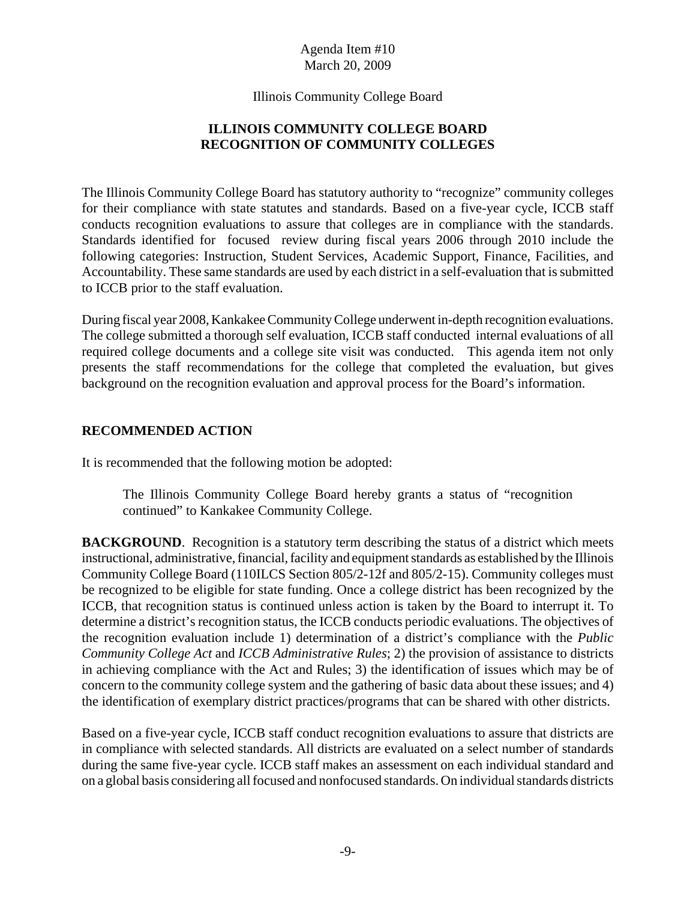Agenda Item #10
March 20, 2009

Illinois Community College Board

## ILLINOIS COMMUNITY COLLEGE BOARD RECOGNITION OF COMMUNITY COLLEGES

The Illinois Community College Board has statutory authority to "recognize" community colleges for their compliance with state statutes and standards. Based on a five-year cycle, ICCB staff conducts recognition evaluations to assure that colleges are in compliance with the standards. Standards identified for focused review during fiscal years 2006 through 2010 include the following categories: Instruction, Student Services, Academic Support, Finance, Facilities, and Accountability. These same standards are used by each district in a self-evaluation that is submitted to ICCB prior to the staff evaluation.

During fiscal year 2008, Kankakee Community College underwent in-depth recognition evaluations. The college submitted a thorough self evaluation, ICCB staff conducted internal evaluations of all required college documents and a college site visit was conducted. This agenda item not only presents the staff recommendations for the college that completed the evaluation, but gives background on the recognition evaluation and approval process for the Board's information.

## RECOMMENDED ACTION

It is recommended that the following motion be adopted:

> The Illinois Community College Board hereby grants a status of "recognition continued" to Kankakee Community College.

**BACKGROUND**. Recognition is a statutory term describing the status of a district which meets instructional, administrative, financial, facility and equipment standards as established by the Illinois Community College Board (110ILCS Section 805/2-12f and 805/2-15). Community colleges must be recognized to be eligible for state funding. Once a college district has been recognized by the ICCB, that recognition status is continued unless action is taken by the Board to interrupt it. To determine a district's recognition status, the ICCB conducts periodic evaluations. The objectives of the recognition evaluation include 1) determination of a district's compliance with the *Public Community College Act* and *ICCB Administrative Rules*; 2) the provision of assistance to districts in achieving compliance with the Act and Rules; 3) the identification of issues which may be of concern to the community college system and the gathering of basic data about these issues; and 4) the identification of exemplary district practices/programs that can be shared with other districts.

Based on a five-year cycle, ICCB staff conduct recognition evaluations to assure that districts are in compliance with selected standards. All districts are evaluated on a select number of standards during the same five-year cycle. ICCB staff makes an assessment on each individual standard and on a global basis considering all focused and nonfocused standards. On individual standards districts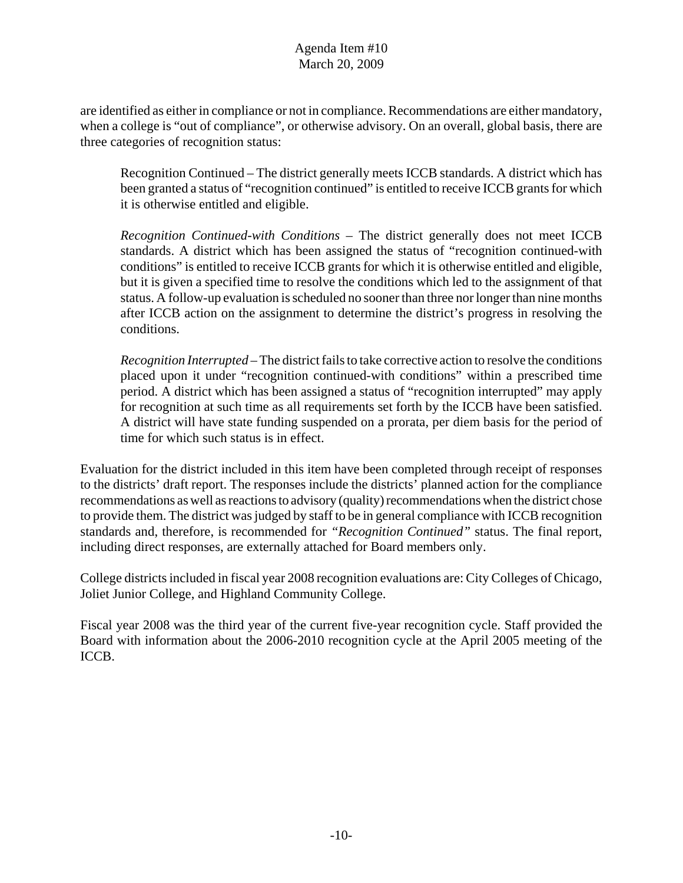are identified as either in compliance or not in compliance. Recommendations are either mandatory, when a college is "out of compliance", or otherwise advisory. On an overall, global basis, there are three categories of recognition status:

> Recognition Continued – The district generally meets ICCB standards. A district which has been granted a status of "recognition continued" is entitled to receive ICCB grants for which it is otherwise entitled and eligible.
>
> *Recognition Continued-with Conditions* – The district generally does not meet ICCB standards. A district which has been assigned the status of "recognition continued-with conditions" is entitled to receive ICCB grants for which it is otherwise entitled and eligible, but it is given a specified time to resolve the conditions which led to the assignment of that status. A follow-up evaluation is scheduled no sooner than three nor longer than nine months after ICCB action on the assignment to determine the district's progress in resolving the conditions.
>
> *Recognition Interrupted* – The district fails to take corrective action to resolve the conditions placed upon it under "recognition continued-with conditions" within a prescribed time period. A district which has been assigned a status of "recognition interrupted" may apply for recognition at such time as all requirements set forth by the ICCB have been satisfied. A district will have state funding suspended on a prorata, per diem basis for the period of time for which such status is in effect.

Evaluation for the district included in this item have been completed through receipt of responses to the districts' draft report. The responses include the districts' planned action for the compliance recommendations as well as reactions to advisory (quality) recommendations when the district chose to provide them. The district was judged by staff to be in general compliance with ICCB recognition standards and, therefore, is recommended for *"Recognition Continued"* status. The final report, including direct responses, are externally attached for Board members only.

College districts included in fiscal year 2008 recognition evaluations are: City Colleges of Chicago, Joliet Junior College, and Highland Community College.

Fiscal year 2008 was the third year of the current five-year recognition cycle. Staff provided the Board with information about the 2006-2010 recognition cycle at the April 2005 meeting of the ICCB.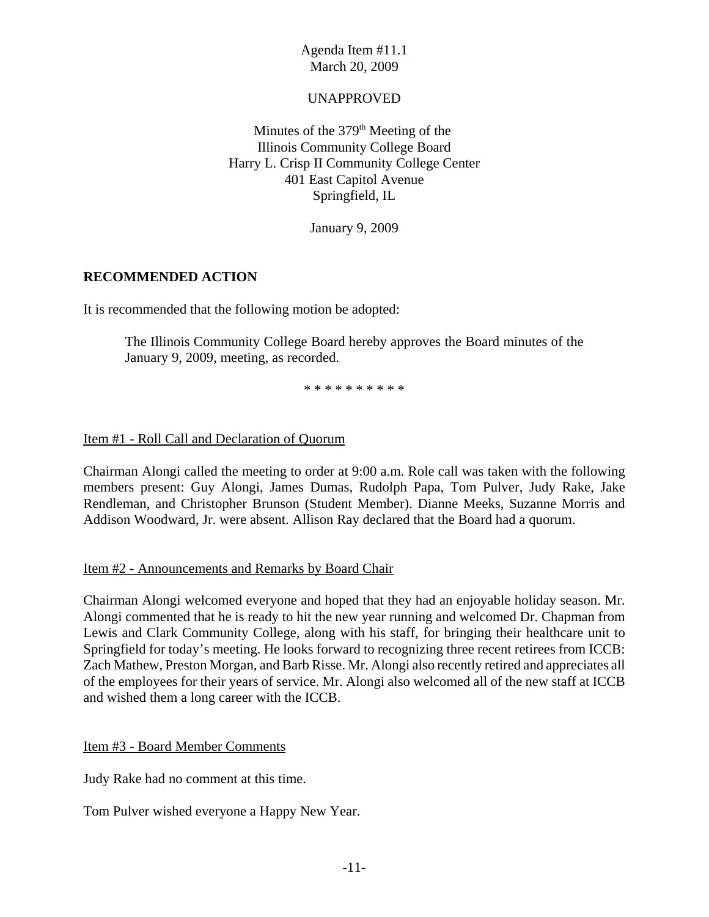Agenda Item #11.1
March 20, 2009

UNAPPROVED

Minutes of the 379th Meeting of the
Illinois Community College Board
Harry L. Crisp II Community College Center
401 East Capitol Avenue
Springfield, IL

January 9, 2009

**RECOMMENDED ACTION**

It is recommended that the following motion be adopted:

> The Illinois Community College Board hereby approves the Board minutes of the January 9, 2009, meeting, as recorded.

* * * * * * * * * *

Item #1 - Roll Call and Declaration of Quorum

Chairman Alongi called the meeting to order at 9:00 a.m. Role call was taken with the following members present: Guy Alongi, James Dumas, Rudolph Papa, Tom Pulver, Judy Rake, Jake Rendleman, and Christopher Brunson (Student Member). Dianne Meeks, Suzanne Morris and Addison Woodward, Jr. were absent. Allison Ray declared that the Board had a quorum.

Item #2 - Announcements and Remarks by Board Chair

Chairman Alongi welcomed everyone and hoped that they had an enjoyable holiday season. Mr. Alongi commented that he is ready to hit the new year running and welcomed Dr. Chapman from Lewis and Clark Community College, along with his staff, for bringing their healthcare unit to Springfield for today's meeting. He looks forward to recognizing three recent retirees from ICCB: Zach Mathew, Preston Morgan, and Barb Risse. Mr. Alongi also recently retired and appreciates all of the employees for their years of service. Mr. Alongi also welcomed all of the new staff at ICCB and wished them a long career with the ICCB.

Item #3 - Board Member Comments

Judy Rake had no comment at this time.

Tom Pulver wished everyone a Happy New Year.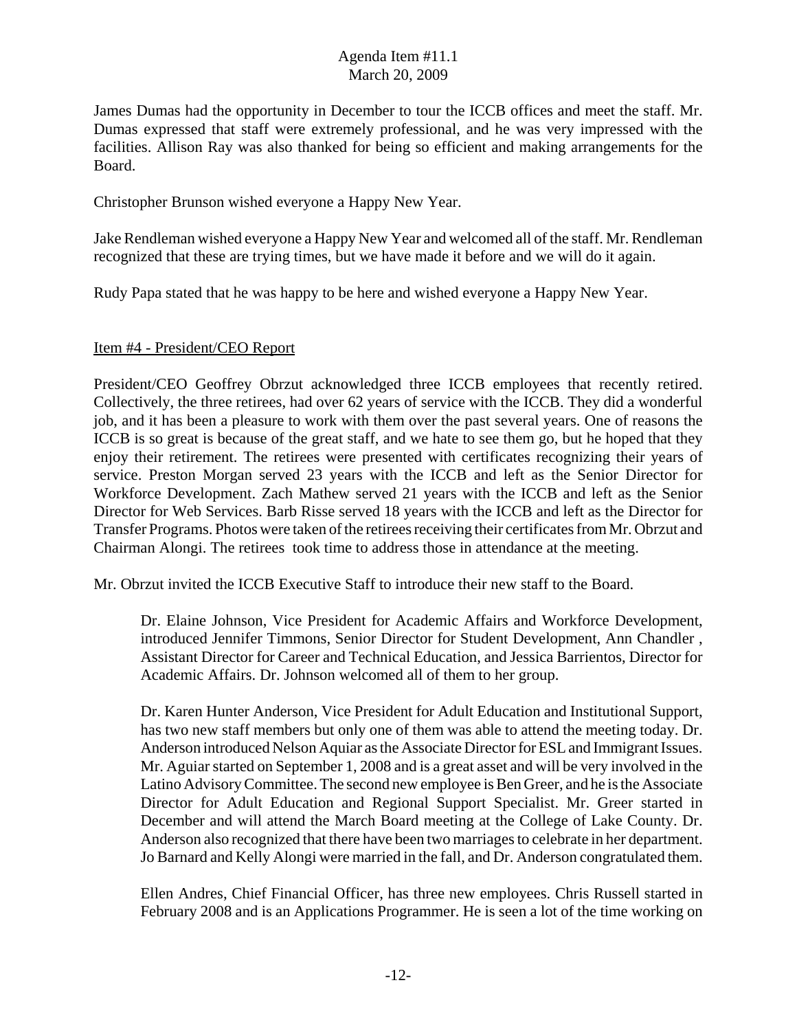James Dumas had the opportunity in December to tour the ICCB offices and meet the staff. Mr. Dumas expressed that staff were extremely professional, and he was very impressed with the facilities. Allison Ray was also thanked for being so efficient and making arrangements for the Board.

Christopher Brunson wished everyone a Happy New Year.

Jake Rendleman wished everyone a Happy New Year and welcomed all of the staff. Mr. Rendleman recognized that these are trying times, but we have made it before and we will do it again.

Rudy Papa stated that he was happy to be here and wished everyone a Happy New Year.

Item #4 - President/CEO Report

President/CEO Geoffrey Obrzut acknowledged three ICCB employees that recently retired. Collectively, the three retirees, had over 62 years of service with the ICCB. They did a wonderful job, and it has been a pleasure to work with them over the past several years. One of reasons the ICCB is so great is because of the great staff, and we hate to see them go, but he hoped that they enjoy their retirement. The retirees were presented with certificates recognizing their years of service. Preston Morgan served 23 years with the ICCB and left as the Senior Director for Workforce Development. Zach Mathew served 21 years with the ICCB and left as the Senior Director for Web Services. Barb Risse served 18 years with the ICCB and left as the Director for Transfer Programs. Photos were taken of the retirees receiving their certificates from Mr. Obrzut and Chairman Alongi. The retirees took time to address those in attendance at the meeting.

Mr. Obrzut invited the ICCB Executive Staff to introduce their new staff to the Board.

> Dr. Elaine Johnson, Vice President for Academic Affairs and Workforce Development, introduced Jennifer Timmons, Senior Director for Student Development, Ann Chandler , Assistant Director for Career and Technical Education, and Jessica Barrientos, Director for Academic Affairs. Dr. Johnson welcomed all of them to her group.
>
> Dr. Karen Hunter Anderson, Vice President for Adult Education and Institutional Support, has two new staff members but only one of them was able to attend the meeting today. Dr. Anderson introduced Nelson Aquiar as the Associate Director for ESL and Immigrant Issues. Mr. Aguiar started on September 1, 2008 and is a great asset and will be very involved in the Latino Advisory Committee. The second new employee is Ben Greer, and he is the Associate Director for Adult Education and Regional Support Specialist. Mr. Greer started in December and will attend the March Board meeting at the College of Lake County. Dr. Anderson also recognized that there have been two marriages to celebrate in her department. Jo Barnard and Kelly Alongi were married in the fall, and Dr. Anderson congratulated them.
>
> Ellen Andres, Chief Financial Officer, has three new employees. Chris Russell started in February 2008 and is an Applications Programmer. He is seen a lot of the time working on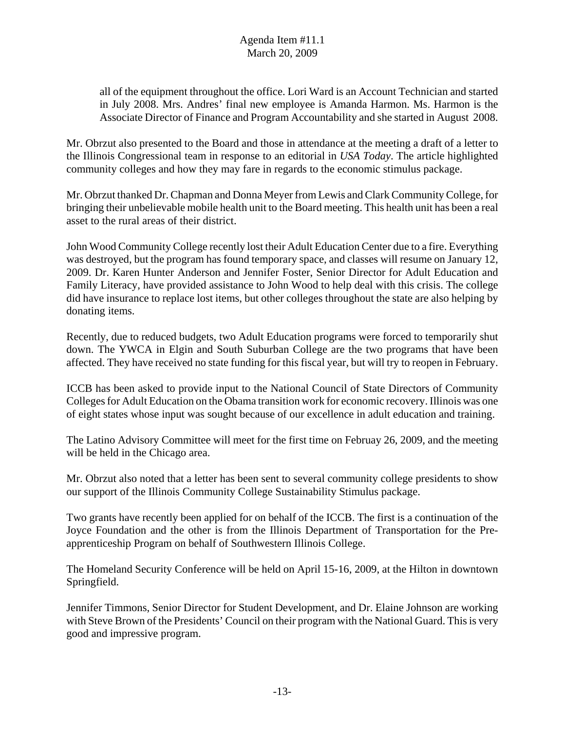all of the equipment throughout the office. Lori Ward is an Account Technician and started in July 2008. Mrs. Andres' final new employee is Amanda Harmon. Ms. Harmon is the Associate Director of Finance and Program Accountability and she started in August 2008.

Mr. Obrzut also presented to the Board and those in attendance at the meeting a draft of a letter to the Illinois Congressional team in response to an editorial in *USA Today*. The article highlighted community colleges and how they may fare in regards to the economic stimulus package.

Mr. Obrzut thanked Dr. Chapman and Donna Meyer from Lewis and Clark Community College, for bringing their unbelievable mobile health unit to the Board meeting. This health unit has been a real asset to the rural areas of their district.

John Wood Community College recently lost their Adult Education Center due to a fire. Everything was destroyed, but the program has found temporary space, and classes will resume on January 12, 2009. Dr. Karen Hunter Anderson and Jennifer Foster, Senior Director for Adult Education and Family Literacy, have provided assistance to John Wood to help deal with this crisis. The college did have insurance to replace lost items, but other colleges throughout the state are also helping by donating items.

Recently, due to reduced budgets, two Adult Education programs were forced to temporarily shut down. The YWCA in Elgin and South Suburban College are the two programs that have been affected. They have received no state funding for this fiscal year, but will try to reopen in February.

ICCB has been asked to provide input to the National Council of State Directors of Community Colleges for Adult Education on the Obama transition work for economic recovery. Illinois was one of eight states whose input was sought because of our excellence in adult education and training.

The Latino Advisory Committee will meet for the first time on Februay 26, 2009, and the meeting will be held in the Chicago area.

Mr. Obrzut also noted that a letter has been sent to several community college presidents to show our support of the Illinois Community College Sustainability Stimulus package.

Two grants have recently been applied for on behalf of the ICCB. The first is a continuation of the Joyce Foundation and the other is from the Illinois Department of Transportation for the Pre-apprenticeship Program on behalf of Southwestern Illinois College.

The Homeland Security Conference will be held on April 15-16, 2009, at the Hilton in downtown Springfield.

Jennifer Timmons, Senior Director for Student Development, and Dr. Elaine Johnson are working with Steve Brown of the Presidents' Council on their program with the National Guard. This is very good and impressive program.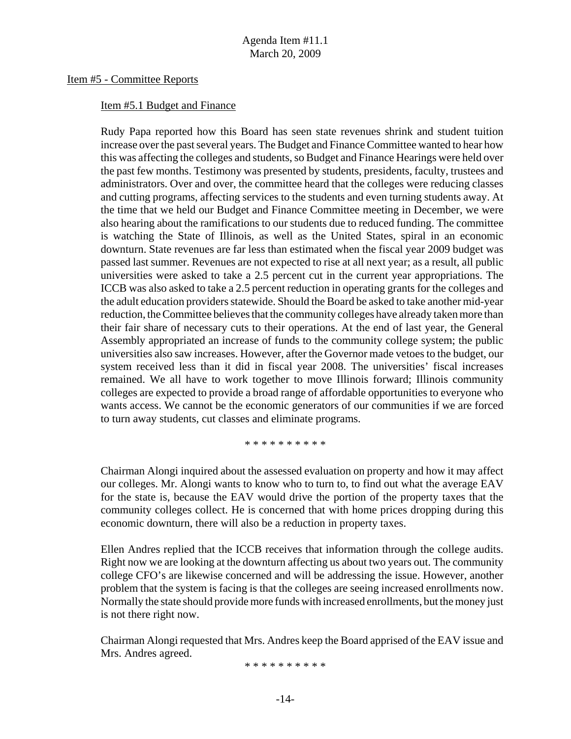Item #5 - Committee Reports

Item #5.1 Budget and Finance

Rudy Papa reported how this Board has seen state revenues shrink and student tuition increase over the past several years. The Budget and Finance Committee wanted to hear how this was affecting the colleges and students, so Budget and Finance Hearings were held over the past few months. Testimony was presented by students, presidents, faculty, trustees and administrators. Over and over, the committee heard that the colleges were reducing classes and cutting programs, affecting services to the students and even turning students away. At the time that we held our Budget and Finance Committee meeting in December, we were also hearing about the ramifications to our students due to reduced funding. The committee is watching the State of Illinois, as well as the United States, spiral in an economic downturn. State revenues are far less than estimated when the fiscal year 2009 budget was passed last summer. Revenues are not expected to rise at all next year; as a result, all public universities were asked to take a 2.5 percent cut in the current year appropriations. The ICCB was also asked to take a 2.5 percent reduction in operating grants for the colleges and the adult education providers statewide. Should the Board be asked to take another mid-year reduction, the Committee believes that the community colleges have already taken more than their fair share of necessary cuts to their operations. At the end of last year, the General Assembly appropriated an increase of funds to the community college system; the public universities also saw increases. However, after the Governor made vetoes to the budget, our system received less than it did in fiscal year 2008. The universities' fiscal increases remained. We all have to work together to move Illinois forward; Illinois community colleges are expected to provide a broad range of affordable opportunities to everyone who wants access. We cannot be the economic generators of our communities if we are forced to turn away students, cut classes and eliminate programs.

\* \* \* \* \* \* \* \* \* \*

Chairman Alongi inquired about the assessed evaluation on property and how it may affect our colleges. Mr. Alongi wants to know who to turn to, to find out what the average EAV for the state is, because the EAV would drive the portion of the property taxes that the community colleges collect. He is concerned that with home prices dropping during this economic downturn, there will also be a reduction in property taxes.

Ellen Andres replied that the ICCB receives that information through the college audits. Right now we are looking at the downturn affecting us about two years out. The community college CFO's are likewise concerned and will be addressing the issue. However, another problem that the system is facing is that the colleges are seeing increased enrollments now. Normally the state should provide more funds with increased enrollments, but the money just is not there right now.

Chairman Alongi requested that Mrs. Andres keep the Board apprised of the EAV issue and Mrs. Andres agreed.

\* \* \* \* \* \* \* \* \* \*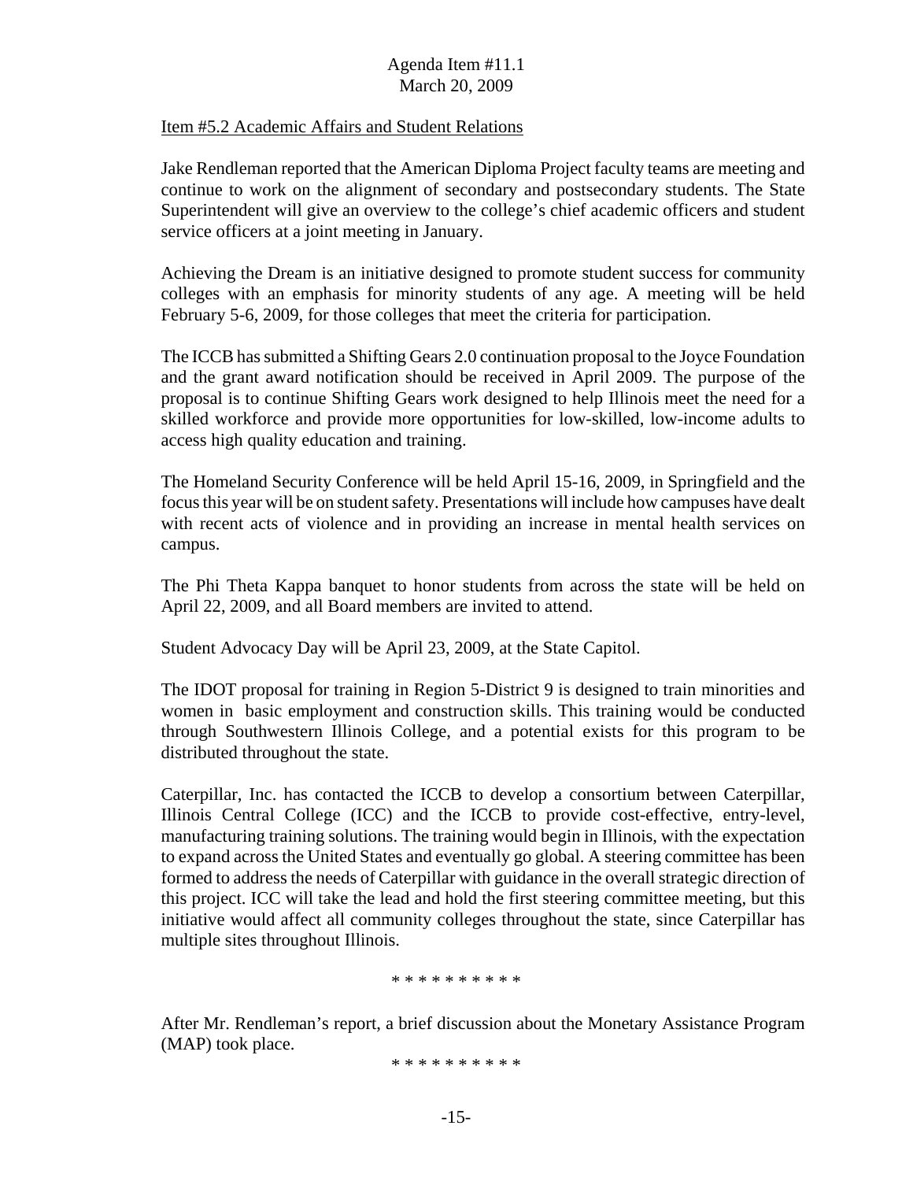Item #5.2 Academic Affairs and Student Relations

Jake Rendleman reported that the American Diploma Project faculty teams are meeting and continue to work on the alignment of secondary and postsecondary students. The State Superintendent will give an overview to the college's chief academic officers and student service officers at a joint meeting in January.

Achieving the Dream is an initiative designed to promote student success for community colleges with an emphasis for minority students of any age. A meeting will be held February 5-6, 2009, for those colleges that meet the criteria for participation.

The ICCB has submitted a Shifting Gears 2.0 continuation proposal to the Joyce Foundation and the grant award notification should be received in April 2009. The purpose of the proposal is to continue Shifting Gears work designed to help Illinois meet the need for a skilled workforce and provide more opportunities for low-skilled, low-income adults to access high quality education and training.

The Homeland Security Conference will be held April 15-16, 2009, in Springfield and the focus this year will be on student safety. Presentations will include how campuses have dealt with recent acts of violence and in providing an increase in mental health services on campus.

The Phi Theta Kappa banquet to honor students from across the state will be held on April 22, 2009, and all Board members are invited to attend.

Student Advocacy Day will be April 23, 2009, at the State Capitol.

The IDOT proposal for training in Region 5-District 9 is designed to train minorities and women in basic employment and construction skills. This training would be conducted through Southwestern Illinois College, and a potential exists for this program to be distributed throughout the state.

Caterpillar, Inc. has contacted the ICCB to develop a consortium between Caterpillar, Illinois Central College (ICC) and the ICCB to provide cost-effective, entry-level, manufacturing training solutions. The training would begin in Illinois, with the expectation to expand across the United States and eventually go global. A steering committee has been formed to address the needs of Caterpillar with guidance in the overall strategic direction of this project. ICC will take the lead and hold the first steering committee meeting, but this initiative would affect all community colleges throughout the state, since Caterpillar has multiple sites throughout Illinois.

* * * * * * * * * *

After Mr. Rendleman's report, a brief discussion about the Monetary Assistance Program (MAP) took place.

* * * * * * * * * *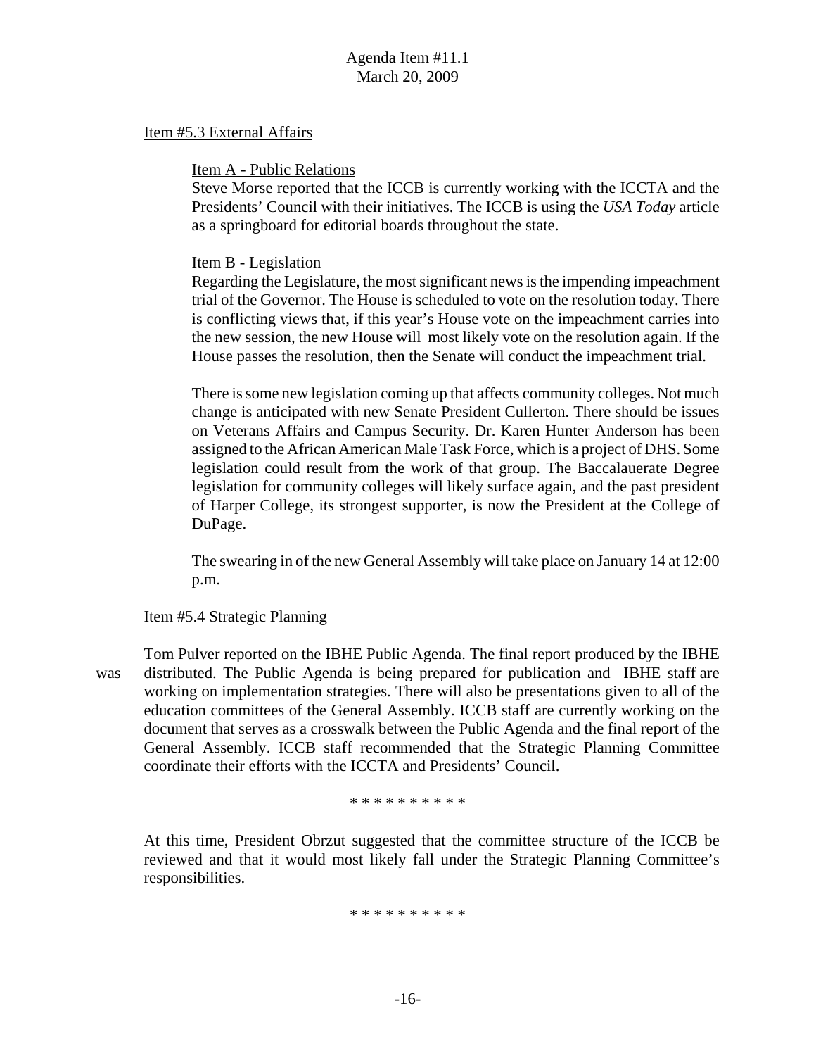Agenda Item #11.1
March 20, 2009

Item #5.3 External Affairs

Item A - Public Relations

Steve Morse reported that the ICCB is currently working with the ICCTA and the Presidents' Council with their initiatives. The ICCB is using the *USA Today* article as a springboard for editorial boards throughout the state.

Item B - Legislation

Regarding the Legislature, the most significant news is the impending impeachment trial of the Governor. The House is scheduled to vote on the resolution today. There is conflicting views that, if this year's House vote on the impeachment carries into the new session, the new House will most likely vote on the resolution again. If the House passes the resolution, then the Senate will conduct the impeachment trial.

There is some new legislation coming up that affects community colleges. Not much change is anticipated with new Senate President Cullerton. There should be issues on Veterans Affairs and Campus Security. Dr. Karen Hunter Anderson has been assigned to the African American Male Task Force, which is a project of DHS. Some legislation could result from the work of that group. The Baccalauerate Degree legislation for community colleges will likely surface again, and the past president of Harper College, its strongest supporter, is now the President at the College of DuPage.

The swearing in of the new General Assembly will take place on January 14 at 12:00 p.m.

Item #5.4 Strategic Planning

Tom Pulver reported on the IBHE Public Agenda. The final report produced by the IBHE was distributed. The Public Agenda is being prepared for publication and IBHE staff are working on implementation strategies. There will also be presentations given to all of the education committees of the General Assembly. ICCB staff are currently working on the document that serves as a crosswalk between the Public Agenda and the final report of the General Assembly. ICCB staff recommended that the Strategic Planning Committee coordinate their efforts with the ICCTA and Presidents' Council.

\* \* \* \* \* \* \* \* \* \*

At this time, President Obrzut suggested that the committee structure of the ICCB be reviewed and that it would most likely fall under the Strategic Planning Committee's responsibilities.

\* \* \* \* \* \* \* \* \* \*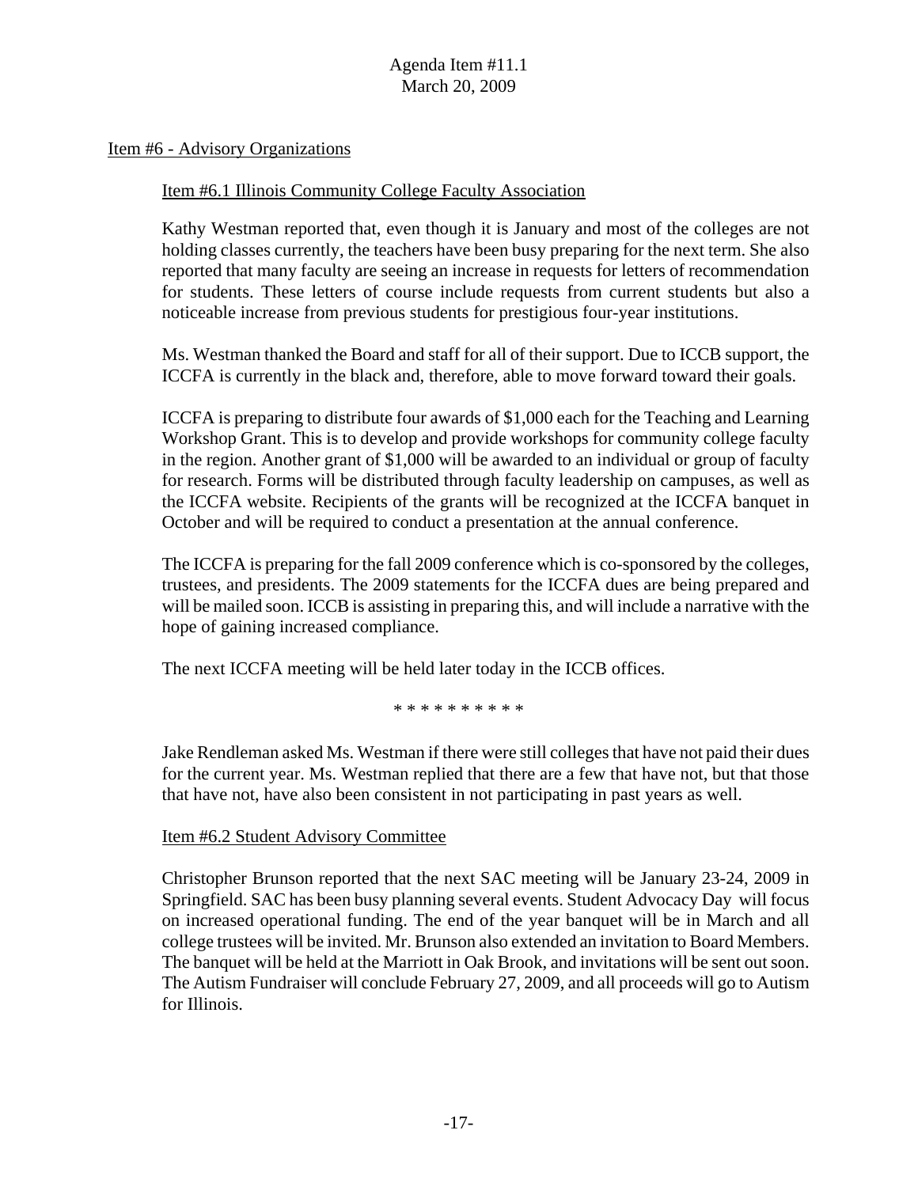Item #6 - Advisory Organizations

Item #6.1 Illinois Community College Faculty Association

Kathy Westman reported that, even though it is January and most of the colleges are not holding classes currently, the teachers have been busy preparing for the next term. She also reported that many faculty are seeing an increase in requests for letters of recommendation for students. These letters of course include requests from current students but also a noticeable increase from previous students for prestigious four-year institutions.

Ms. Westman thanked the Board and staff for all of their support. Due to ICCB support, the ICCFA is currently in the black and, therefore, able to move forward toward their goals.

ICCFA is preparing to distribute four awards of $1,000 each for the Teaching and Learning Workshop Grant. This is to develop and provide workshops for community college faculty in the region. Another grant of $1,000 will be awarded to an individual or group of faculty for research. Forms will be distributed through faculty leadership on campuses, as well as the ICCFA website. Recipients of the grants will be recognized at the ICCFA banquet in October and will be required to conduct a presentation at the annual conference.

The ICCFA is preparing for the fall 2009 conference which is co-sponsored by the colleges, trustees, and presidents. The 2009 statements for the ICCFA dues are being prepared and will be mailed soon. ICCB is assisting in preparing this, and will include a narrative with the hope of gaining increased compliance.

The next ICCFA meeting will be held later today in the ICCB offices.

* * * * * * * * * *

Jake Rendleman asked Ms. Westman if there were still colleges that have not paid their dues for the current year. Ms. Westman replied that there are a few that have not, but that those that have not, have also been consistent in not participating in past years as well.

Item #6.2 Student Advisory Committee

Christopher Brunson reported that the next SAC meeting will be January 23-24, 2009 in Springfield. SAC has been busy planning several events. Student Advocacy Day will focus on increased operational funding. The end of the year banquet will be in March and all college trustees will be invited. Mr. Brunson also extended an invitation to Board Members. The banquet will be held at the Marriott in Oak Brook, and invitations will be sent out soon. The Autism Fundraiser will conclude February 27, 2009, and all proceeds will go to Autism for Illinois.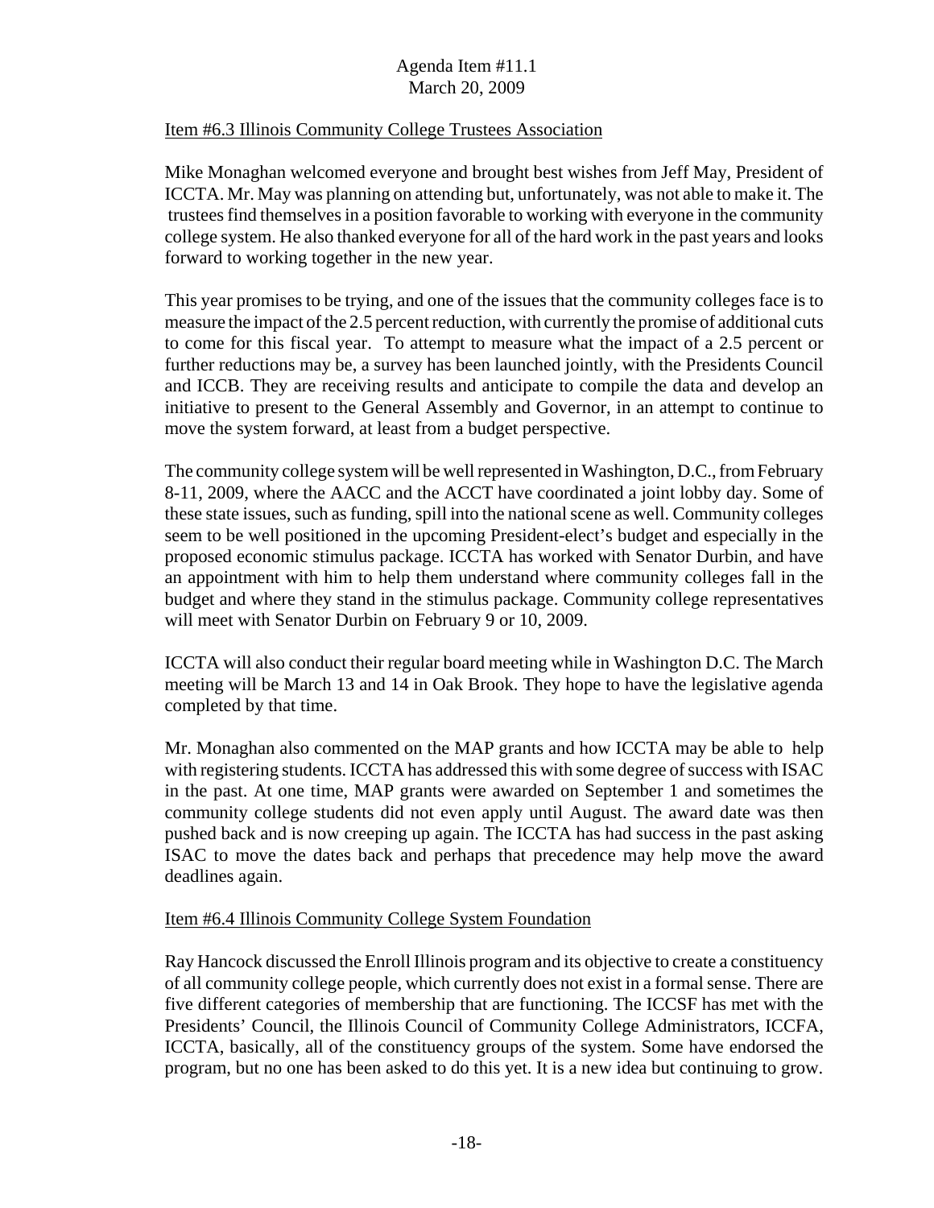Item #6.3 Illinois Community College Trustees Association

Mike Monaghan welcomed everyone and brought best wishes from Jeff May, President of ICCTA. Mr. May was planning on attending but, unfortunately, was not able to make it. The trustees find themselves in a position favorable to working with everyone in the community college system. He also thanked everyone for all of the hard work in the past years and looks forward to working together in the new year.

This year promises to be trying, and one of the issues that the community colleges face is to measure the impact of the 2.5 percent reduction, with currently the promise of additional cuts to come for this fiscal year. To attempt to measure what the impact of a 2.5 percent or further reductions may be, a survey has been launched jointly, with the Presidents Council and ICCB. They are receiving results and anticipate to compile the data and develop an initiative to present to the General Assembly and Governor, in an attempt to continue to move the system forward, at least from a budget perspective.

The community college system will be well represented in Washington, D.C., from February 8-11, 2009, where the AACC and the ACCT have coordinated a joint lobby day. Some of these state issues, such as funding, spill into the national scene as well. Community colleges seem to be well positioned in the upcoming President-elect's budget and especially in the proposed economic stimulus package. ICCTA has worked with Senator Durbin, and have an appointment with him to help them understand where community colleges fall in the budget and where they stand in the stimulus package. Community college representatives will meet with Senator Durbin on February 9 or 10, 2009.

ICCTA will also conduct their regular board meeting while in Washington D.C. The March meeting will be March 13 and 14 in Oak Brook. They hope to have the legislative agenda completed by that time.

Mr. Monaghan also commented on the MAP grants and how ICCTA may be able to help with registering students. ICCTA has addressed this with some degree of success with ISAC in the past. At one time, MAP grants were awarded on September 1 and sometimes the community college students did not even apply until August. The award date was then pushed back and is now creeping up again. The ICCTA has had success in the past asking ISAC to move the dates back and perhaps that precedence may help move the award deadlines again.

Item #6.4 Illinois Community College System Foundation

Ray Hancock discussed the Enroll Illinois program and its objective to create a constituency of all community college people, which currently does not exist in a formal sense. There are five different categories of membership that are functioning. The ICCSF has met with the Presidents' Council, the Illinois Council of Community College Administrators, ICCFA, ICCTA, basically, all of the constituency groups of the system. Some have endorsed the program, but no one has been asked to do this yet. It is a new idea but continuing to grow.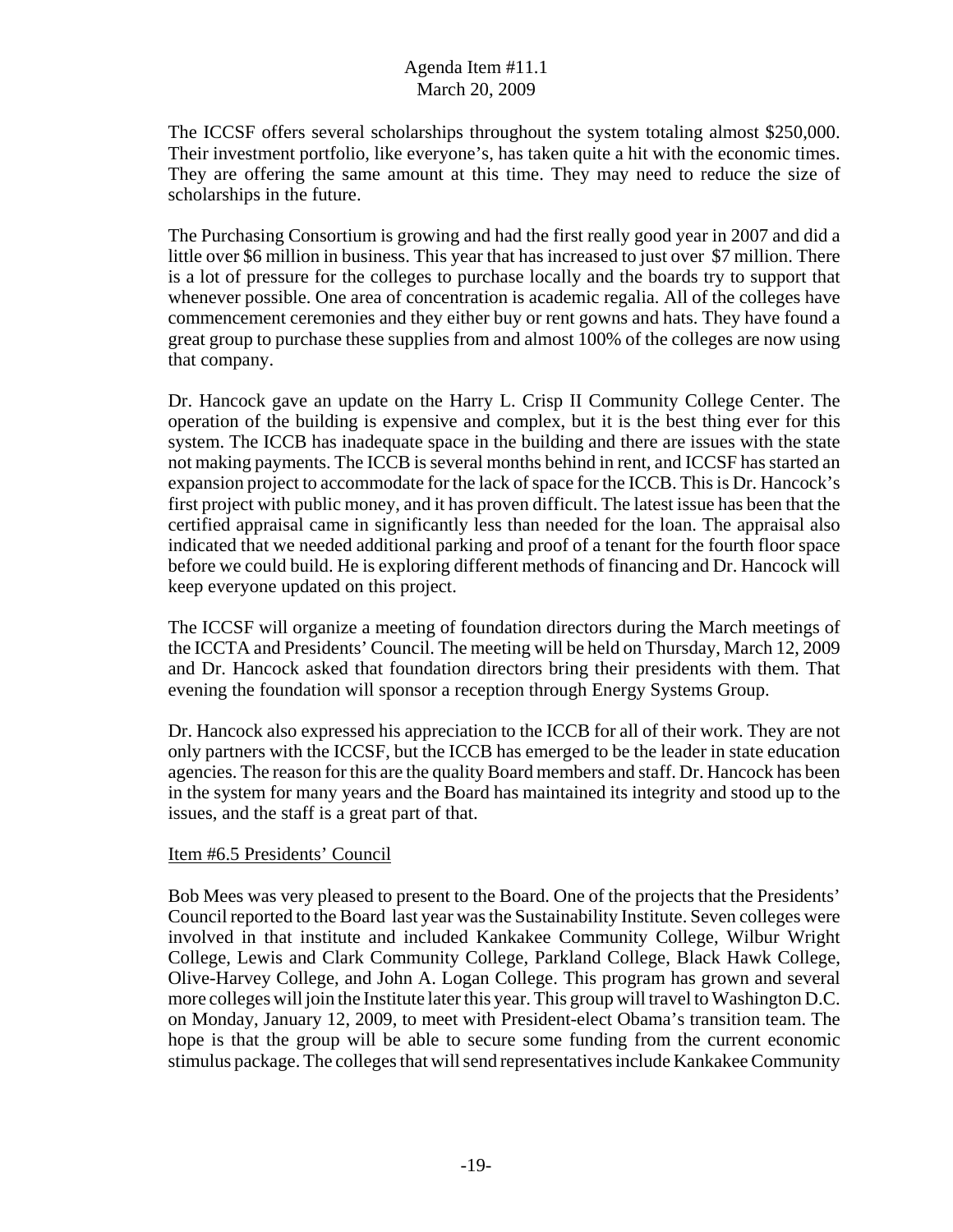The ICCSF offers several scholarships throughout the system totaling almost $250,000. Their investment portfolio, like everyone's, has taken quite a hit with the economic times. They are offering the same amount at this time. They may need to reduce the size of scholarships in the future.

The Purchasing Consortium is growing and had the first really good year in 2007 and did a little over $6 million in business. This year that has increased to just over $7 million. There is a lot of pressure for the colleges to purchase locally and the boards try to support that whenever possible. One area of concentration is academic regalia. All of the colleges have commencement ceremonies and they either buy or rent gowns and hats. They have found a great group to purchase these supplies from and almost 100% of the colleges are now using that company.

Dr. Hancock gave an update on the Harry L. Crisp II Community College Center. The operation of the building is expensive and complex, but it is the best thing ever for this system. The ICCB has inadequate space in the building and there are issues with the state not making payments. The ICCB is several months behind in rent, and ICCSF has started an expansion project to accommodate for the lack of space for the ICCB. This is Dr. Hancock's first project with public money, and it has proven difficult. The latest issue has been that the certified appraisal came in significantly less than needed for the loan. The appraisal also indicated that we needed additional parking and proof of a tenant for the fourth floor space before we could build. He is exploring different methods of financing and Dr. Hancock will keep everyone updated on this project.

The ICCSF will organize a meeting of foundation directors during the March meetings of the ICCTA and Presidents' Council. The meeting will be held on Thursday, March 12, 2009 and Dr. Hancock asked that foundation directors bring their presidents with them. That evening the foundation will sponsor a reception through Energy Systems Group.

Dr. Hancock also expressed his appreciation to the ICCB for all of their work. They are not only partners with the ICCSF, but the ICCB has emerged to be the leader in state education agencies. The reason for this are the quality Board members and staff. Dr. Hancock has been in the system for many years and the Board has maintained its integrity and stood up to the issues, and the staff is a great part of that.

Item #6.5 Presidents' Council

Bob Mees was very pleased to present to the Board. One of the projects that the Presidents' Council reported to the Board last year was the Sustainability Institute. Seven colleges were involved in that institute and included Kankakee Community College, Wilbur Wright College, Lewis and Clark Community College, Parkland College, Black Hawk College, Olive-Harvey College, and John A. Logan College. This program has grown and several more colleges will join the Institute later this year. This group will travel to Washington D.C. on Monday, January 12, 2009, to meet with President-elect Obama's transition team. The hope is that the group will be able to secure some funding from the current economic stimulus package. The colleges that will send representatives include Kankakee Community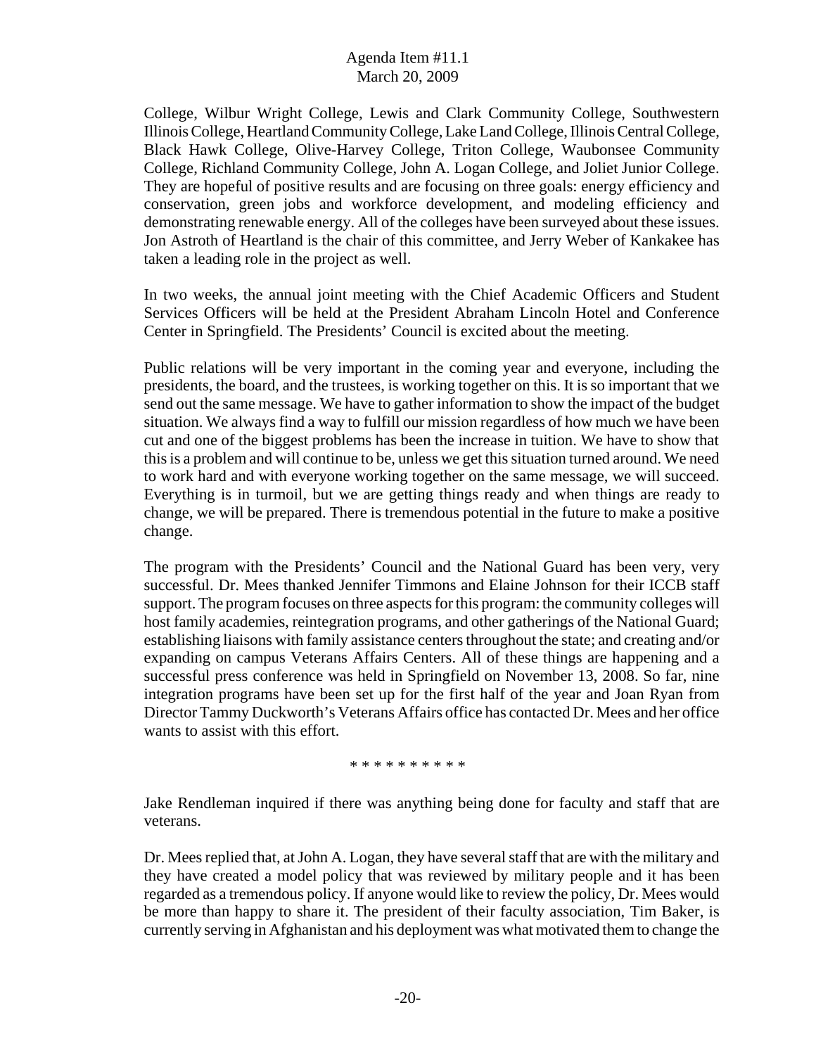College, Wilbur Wright College, Lewis and Clark Community College, Southwestern Illinois College, Heartland Community College, Lake Land College, Illinois Central College, Black Hawk College, Olive-Harvey College, Triton College, Waubonsee Community College, Richland Community College, John A. Logan College, and Joliet Junior College. They are hopeful of positive results and are focusing on three goals: energy efficiency and conservation, green jobs and workforce development, and modeling efficiency and demonstrating renewable energy. All of the colleges have been surveyed about these issues. Jon Astroth of Heartland is the chair of this committee, and Jerry Weber of Kankakee has taken a leading role in the project as well.

In two weeks, the annual joint meeting with the Chief Academic Officers and Student Services Officers will be held at the President Abraham Lincoln Hotel and Conference Center in Springfield. The Presidents' Council is excited about the meeting.

Public relations will be very important in the coming year and everyone, including the presidents, the board, and the trustees, is working together on this. It is so important that we send out the same message. We have to gather information to show the impact of the budget situation. We always find a way to fulfill our mission regardless of how much we have been cut and one of the biggest problems has been the increase in tuition. We have to show that this is a problem and will continue to be, unless we get this situation turned around. We need to work hard and with everyone working together on the same message, we will succeed. Everything is in turmoil, but we are getting things ready and when things are ready to change, we will be prepared. There is tremendous potential in the future to make a positive change.

The program with the Presidents' Council and the National Guard has been very, very successful. Dr. Mees thanked Jennifer Timmons and Elaine Johnson for their ICCB staff support. The program focuses on three aspects for this program: the community colleges will host family academies, reintegration programs, and other gatherings of the National Guard; establishing liaisons with family assistance centers throughout the state; and creating and/or expanding on campus Veterans Affairs Centers. All of these things are happening and a successful press conference was held in Springfield on November 13, 2008. So far, nine integration programs have been set up for the first half of the year and Joan Ryan from Director Tammy Duckworth's Veterans Affairs office has contacted Dr. Mees and her office wants to assist with this effort.

* * * * * * * * * *

Jake Rendleman inquired if there was anything being done for faculty and staff that are veterans.

Dr. Mees replied that, at John A. Logan, they have several staff that are with the military and they have created a model policy that was reviewed by military people and it has been regarded as a tremendous policy. If anyone would like to review the policy, Dr. Mees would be more than happy to share it. The president of their faculty association, Tim Baker, is currently serving in Afghanistan and his deployment was what motivated them to change the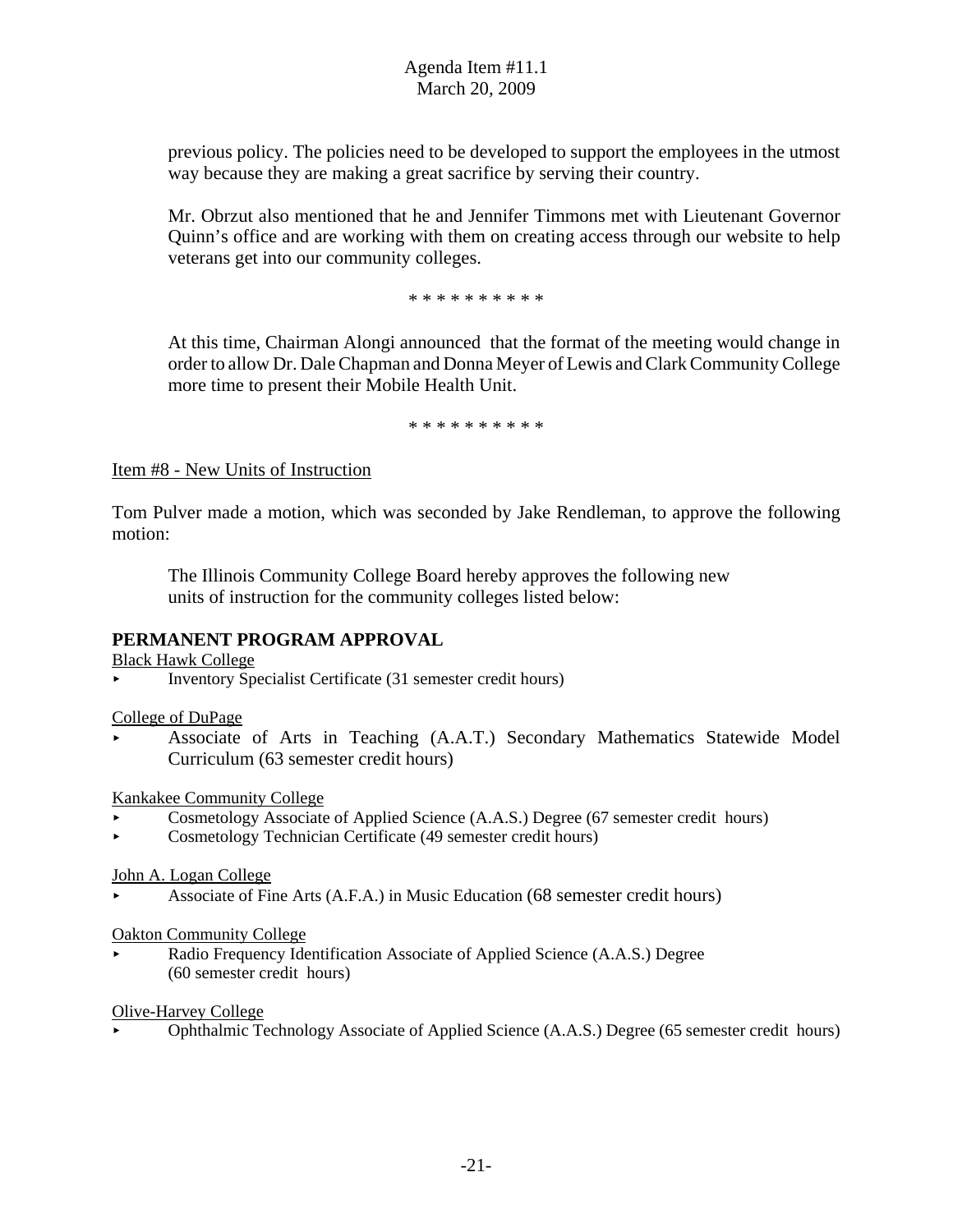previous policy. The policies need to be developed to support the employees in the utmost way because they are making a great sacrifice by serving their country.

Mr. Obrzut also mentioned that he and Jennifer Timmons met with Lieutenant Governor Quinn's office and are working with them on creating access through our website to help veterans get into our community colleges.

\* \* \* \* \* \* \* \* \* \*

At this time, Chairman Alongi announced that the format of the meeting would change in order to allow Dr. Dale Chapman and Donna Meyer of Lewis and Clark Community College more time to present their Mobile Health Unit.

\* \* \* \* \* \* \* \* \* \*

Item #8 - New Units of Instruction

Tom Pulver made a motion, which was seconded by Jake Rendleman, to approve the following motion:

> The Illinois Community College Board hereby approves the following new units of instruction for the community colleges listed below:

**PERMANENT PROGRAM APPROVAL**

Black Hawk College

- Inventory Specialist Certificate (31 semester credit hours)

College of DuPage

- Associate of Arts in Teaching (A.A.T.) Secondary Mathematics Statewide Model Curriculum (63 semester credit hours)

Kankakee Community College

- Cosmetology Associate of Applied Science (A.A.S.) Degree (67 semester credit hours)
- Cosmetology Technician Certificate (49 semester credit hours)

John A. Logan College

- Associate of Fine Arts (A.F.A.) in Music Education (68 semester credit hours)

Oakton Community College

- Radio Frequency Identification Associate of Applied Science (A.A.S.) Degree (60 semester credit hours)

Olive-Harvey College

- Ophthalmic Technology Associate of Applied Science (A.A.S.) Degree (65 semester credit hours)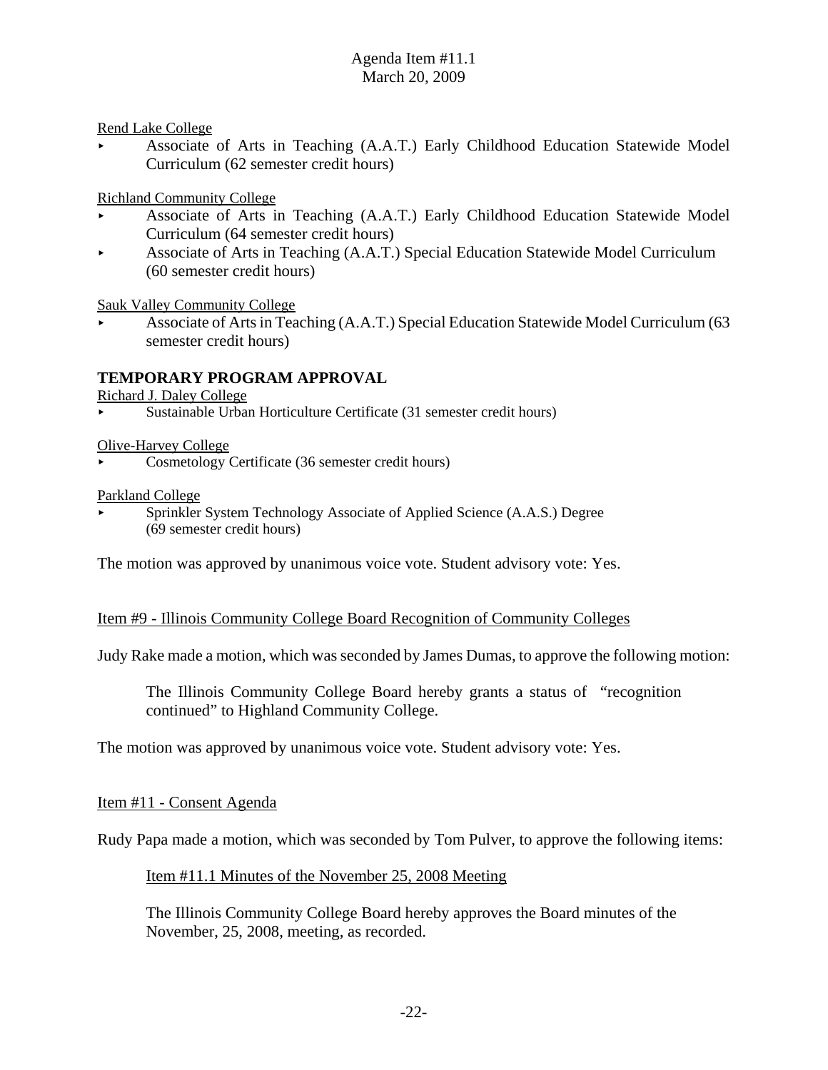Rend Lake College

- Associate of Arts in Teaching (A.A.T.) Early Childhood Education Statewide Model Curriculum (62 semester credit hours)

Richland Community College

- Associate of Arts in Teaching (A.A.T.) Early Childhood Education Statewide Model Curriculum (64 semester credit hours)
- Associate of Arts in Teaching (A.A.T.) Special Education Statewide Model Curriculum (60 semester credit hours)

Sauk Valley Community College

- Associate of Arts in Teaching (A.A.T.) Special Education Statewide Model Curriculum (63 semester credit hours)

## TEMPORARY PROGRAM APPROVAL

Richard J. Daley College

- Sustainable Urban Horticulture Certificate (31 semester credit hours)

Olive-Harvey College

- Cosmetology Certificate (36 semester credit hours)

Parkland College

- Sprinkler System Technology Associate of Applied Science (A.A.S.) Degree (69 semester credit hours)

The motion was approved by unanimous voice vote. Student advisory vote: Yes.

Item #9 - Illinois Community College Board Recognition of Community Colleges

Judy Rake made a motion, which was seconded by James Dumas, to approve the following motion:

> The Illinois Community College Board hereby grants a status of "recognition continued" to Highland Community College.

The motion was approved by unanimous voice vote. Student advisory vote: Yes.

Item #11 - Consent Agenda

Rudy Papa made a motion, which was seconded by Tom Pulver, to approve the following items:

> Item #11.1 Minutes of the November 25, 2008 Meeting
>
> The Illinois Community College Board hereby approves the Board minutes of the November, 25, 2008, meeting, as recorded.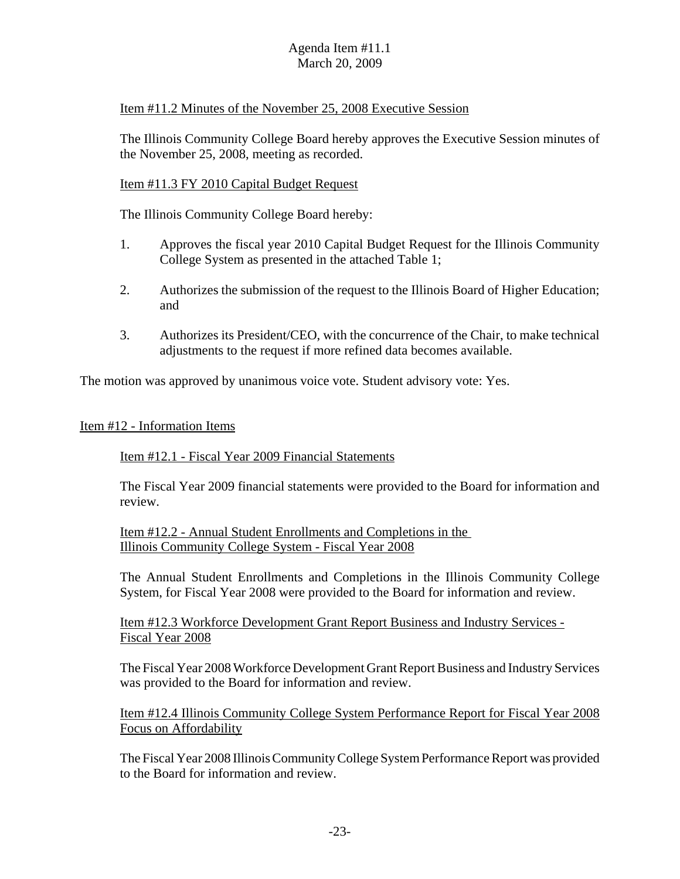Item #11.2 Minutes of the November 25, 2008 Executive Session

The Illinois Community College Board hereby approves the Executive Session minutes of the November 25, 2008, meeting as recorded.

Item #11.3 FY 2010 Capital Budget Request

The Illinois Community College Board hereby:

1. Approves the fiscal year 2010 Capital Budget Request for the Illinois Community College System as presented in the attached Table 1;

2. Authorizes the submission of the request to the Illinois Board of Higher Education; and

3. Authorizes its President/CEO, with the concurrence of the Chair, to make technical adjustments to the request if more refined data becomes available.

The motion was approved by unanimous voice vote. Student advisory vote: Yes.

Item #12 - Information Items

Item #12.1 - Fiscal Year 2009 Financial Statements

The Fiscal Year 2009 financial statements were provided to the Board for information and review.

Item #12.2 - Annual Student Enrollments and Completions in the Illinois Community College System - Fiscal Year 2008

The Annual Student Enrollments and Completions in the Illinois Community College System, for Fiscal Year 2008 were provided to the Board for information and review.

Item #12.3 Workforce Development Grant Report Business and Industry Services - Fiscal Year 2008

The Fiscal Year 2008 Workforce Development Grant Report Business and Industry Services was provided to the Board for information and review.

Item #12.4 Illinois Community College System Performance Report for Fiscal Year 2008 Focus on Affordability

The Fiscal Year 2008 Illinois Community College System Performance Report was provided to the Board for information and review.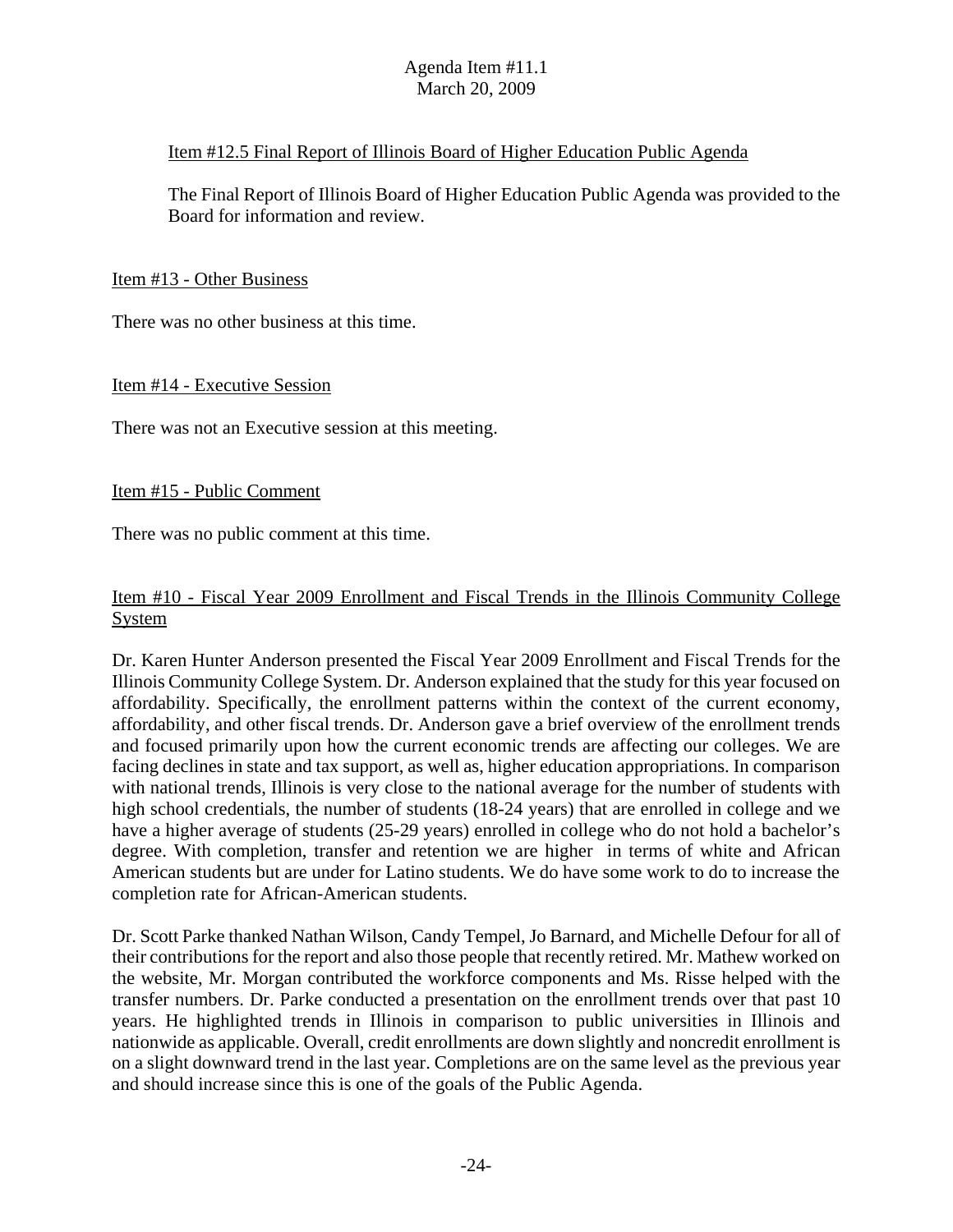Item #12.5 Final Report of Illinois Board of Higher Education Public Agenda

The Final Report of Illinois Board of Higher Education Public Agenda was provided to the Board for information and review.

Item #13 - Other Business

There was no other business at this time.

Item #14 - Executive Session

There was not an Executive session at this meeting.

Item #15 - Public Comment

There was no public comment at this time.

Item #10 - Fiscal Year 2009 Enrollment and Fiscal Trends in the Illinois Community College System

Dr. Karen Hunter Anderson presented the Fiscal Year 2009 Enrollment and Fiscal Trends for the Illinois Community College System. Dr. Anderson explained that the study for this year focused on affordability. Specifically, the enrollment patterns within the context of the current economy, affordability, and other fiscal trends. Dr. Anderson gave a brief overview of the enrollment trends and focused primarily upon how the current economic trends are affecting our colleges. We are facing declines in state and tax support, as well as, higher education appropriations. In comparison with national trends, Illinois is very close to the national average for the number of students with high school credentials, the number of students (18-24 years) that are enrolled in college and we have a higher average of students (25-29 years) enrolled in college who do not hold a bachelor's degree. With completion, transfer and retention we are higher in terms of white and African American students but are under for Latino students. We do have some work to do to increase the completion rate for African-American students.

Dr. Scott Parke thanked Nathan Wilson, Candy Tempel, Jo Barnard, and Michelle Defour for all of their contributions for the report and also those people that recently retired. Mr. Mathew worked on the website, Mr. Morgan contributed the workforce components and Ms. Risse helped with the transfer numbers. Dr. Parke conducted a presentation on the enrollment trends over that past 10 years. He highlighted trends in Illinois in comparison to public universities in Illinois and nationwide as applicable. Overall, credit enrollments are down slightly and noncredit enrollment is on a slight downward trend in the last year. Completions are on the same level as the previous year and should increase since this is one of the goals of the Public Agenda.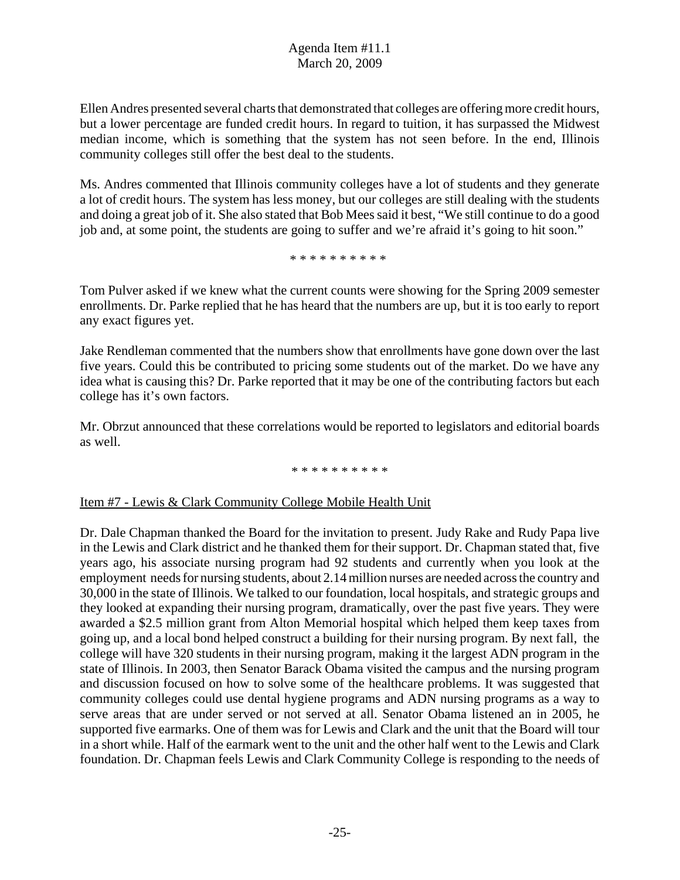Ellen Andres presented several charts that demonstrated that colleges are offering more credit hours, but a lower percentage are funded credit hours. In regard to tuition, it has surpassed the Midwest median income, which is something that the system has not seen before. In the end, Illinois community colleges still offer the best deal to the students.

Ms. Andres commented that Illinois community colleges have a lot of students and they generate a lot of credit hours. The system has less money, but our colleges are still dealing with the students and doing a great job of it. She also stated that Bob Mees said it best, "We still continue to do a good job and, at some point, the students are going to suffer and we're afraid it's going to hit soon."

* * * * * * * * * *

Tom Pulver asked if we knew what the current counts were showing for the Spring 2009 semester enrollments. Dr. Parke replied that he has heard that the numbers are up, but it is too early to report any exact figures yet.

Jake Rendleman commented that the numbers show that enrollments have gone down over the last five years. Could this be contributed to pricing some students out of the market. Do we have any idea what is causing this? Dr. Parke reported that it may be one of the contributing factors but each college has it's own factors.

Mr. Obrzut announced that these correlations would be reported to legislators and editorial boards as well.

* * * * * * * * * *

Item #7 - Lewis & Clark Community College Mobile Health Unit

Dr. Dale Chapman thanked the Board for the invitation to present. Judy Rake and Rudy Papa live in the Lewis and Clark district and he thanked them for their support. Dr. Chapman stated that, five years ago, his associate nursing program had 92 students and currently when you look at the employment needs for nursing students, about 2.14 million nurses are needed across the country and 30,000 in the state of Illinois. We talked to our foundation, local hospitals, and strategic groups and they looked at expanding their nursing program, dramatically, over the past five years. They were awarded a $2.5 million grant from Alton Memorial hospital which helped them keep taxes from going up, and a local bond helped construct a building for their nursing program. By next fall, the college will have 320 students in their nursing program, making it the largest ADN program in the state of Illinois. In 2003, then Senator Barack Obama visited the campus and the nursing program and discussion focused on how to solve some of the healthcare problems. It was suggested that community colleges could use dental hygiene programs and ADN nursing programs as a way to serve areas that are under served or not served at all. Senator Obama listened an in 2005, he supported five earmarks. One of them was for Lewis and Clark and the unit that the Board will tour in a short while. Half of the earmark went to the unit and the other half went to the Lewis and Clark foundation. Dr. Chapman feels Lewis and Clark Community College is responding to the needs of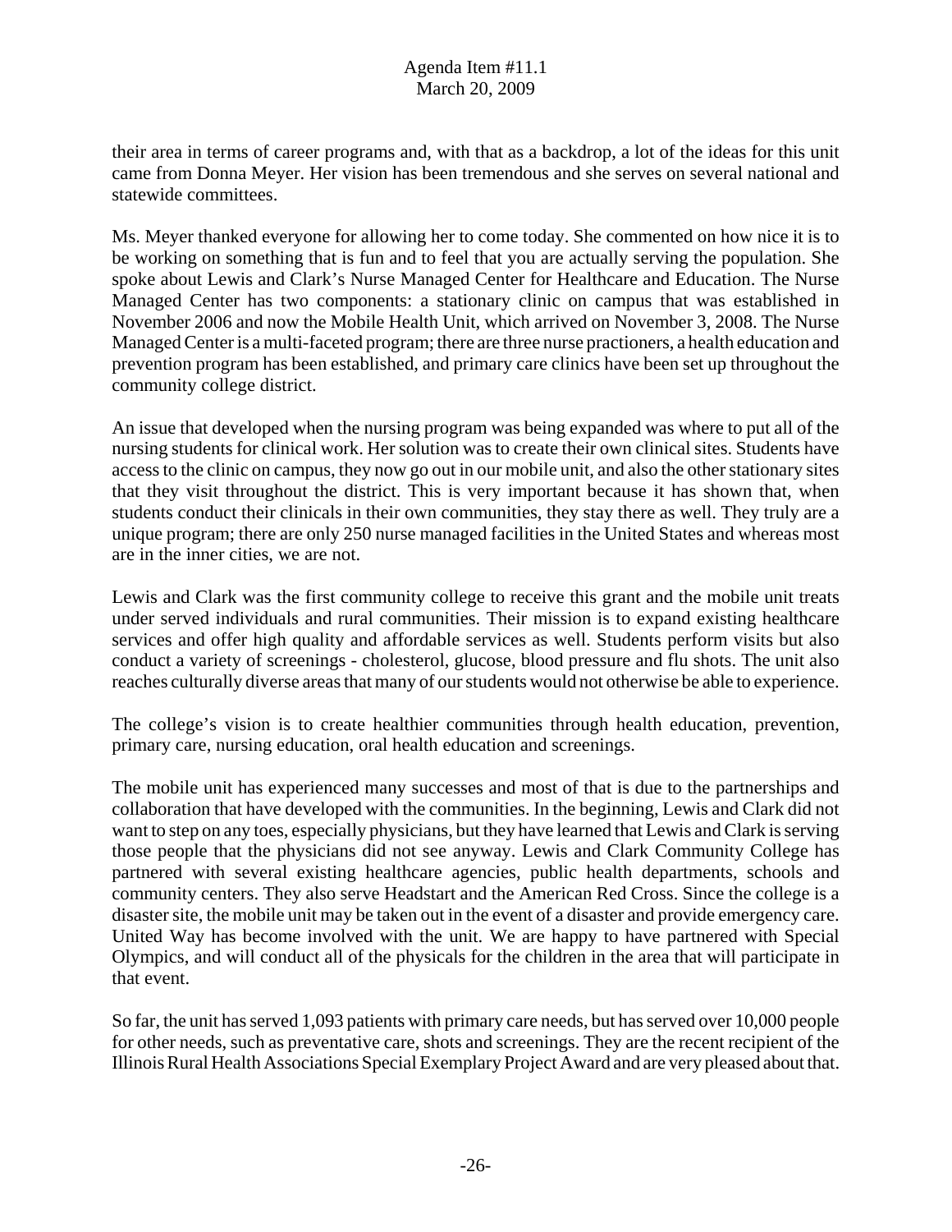their area in terms of career programs and, with that as a backdrop, a lot of the ideas for this unit came from Donna Meyer. Her vision has been tremendous and she serves on several national and statewide committees.

Ms. Meyer thanked everyone for allowing her to come today. She commented on how nice it is to be working on something that is fun and to feel that you are actually serving the population. She spoke about Lewis and Clark's Nurse Managed Center for Healthcare and Education. The Nurse Managed Center has two components: a stationary clinic on campus that was established in November 2006 and now the Mobile Health Unit, which arrived on November 3, 2008. The Nurse Managed Center is a multi-faceted program; there are three nurse practioners, a health education and prevention program has been established, and primary care clinics have been set up throughout the community college district.

An issue that developed when the nursing program was being expanded was where to put all of the nursing students for clinical work. Her solution was to create their own clinical sites. Students have access to the clinic on campus, they now go out in our mobile unit, and also the other stationary sites that they visit throughout the district. This is very important because it has shown that, when students conduct their clinicals in their own communities, they stay there as well. They truly are a unique program; there are only 250 nurse managed facilities in the United States and whereas most are in the inner cities, we are not.

Lewis and Clark was the first community college to receive this grant and the mobile unit treats under served individuals and rural communities. Their mission is to expand existing healthcare services and offer high quality and affordable services as well. Students perform visits but also conduct a variety of screenings - cholesterol, glucose, blood pressure and flu shots. The unit also reaches culturally diverse areas that many of our students would not otherwise be able to experience.

The college's vision is to create healthier communities through health education, prevention, primary care, nursing education, oral health education and screenings.

The mobile unit has experienced many successes and most of that is due to the partnerships and collaboration that have developed with the communities. In the beginning, Lewis and Clark did not want to step on any toes, especially physicians, but they have learned that Lewis and Clark is serving those people that the physicians did not see anyway. Lewis and Clark Community College has partnered with several existing healthcare agencies, public health departments, schools and community centers. They also serve Headstart and the American Red Cross. Since the college is a disaster site, the mobile unit may be taken out in the event of a disaster and provide emergency care. United Way has become involved with the unit. We are happy to have partnered with Special Olympics, and will conduct all of the physicals for the children in the area that will participate in that event.

So far, the unit has served 1,093 patients with primary care needs, but has served over 10,000 people for other needs, such as preventative care, shots and screenings. They are the recent recipient of the Illinois Rural Health Associations Special Exemplary Project Award and are very pleased about that.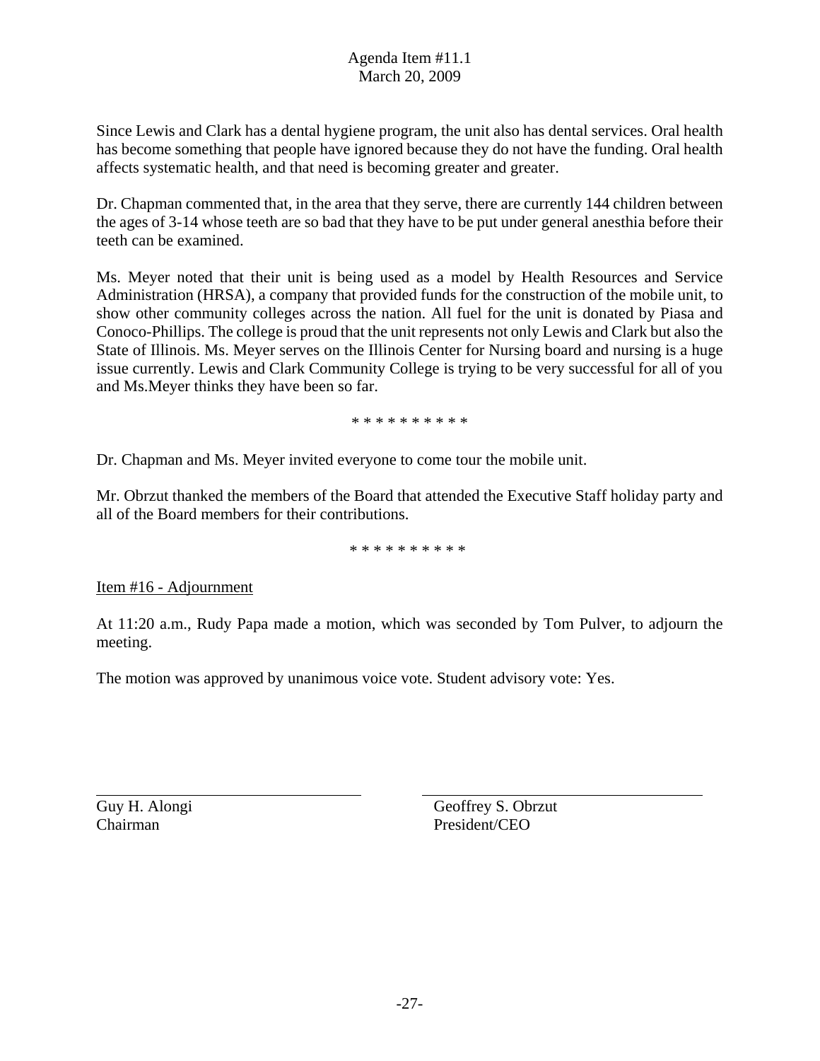Since Lewis and Clark has a dental hygiene program, the unit also has dental services. Oral health has become something that people have ignored because they do not have the funding. Oral health affects systematic health, and that need is becoming greater and greater.

Dr. Chapman commented that, in the area that they serve, there are currently 144 children between the ages of 3-14 whose teeth are so bad that they have to be put under general anesthia before their teeth can be examined.

Ms. Meyer noted that their unit is being used as a model by Health Resources and Service Administration (HRSA), a company that provided funds for the construction of the mobile unit, to show other community colleges across the nation. All fuel for the unit is donated by Piasa and Conoco-Phillips. The college is proud that the unit represents not only Lewis and Clark but also the State of Illinois. Ms. Meyer serves on the Illinois Center for Nursing board and nursing is a huge issue currently. Lewis and Clark Community College is trying to be very successful for all of you and Ms.Meyer thinks they have been so far.

\* \* \* \* \* \* \* \* \* \*

Dr. Chapman and Ms. Meyer invited everyone to come tour the mobile unit.

Mr. Obrzut thanked the members of the Board that attended the Executive Staff holiday party and all of the Board members for their contributions.

\* \* \* \* \* \* \* \* \* \*

<u>Item #16 - Adjournment</u>

At 11:20 a.m., Rudy Papa made a motion, which was seconded by Tom Pulver, to adjourn the meeting.

The motion was approved by unanimous voice vote. Student advisory vote: Yes.

| ________________________ | ________________________ |
|---|---|
| Guy H. Alongi | Geoffrey S. Obrzut |
| Chairman | President/CEO |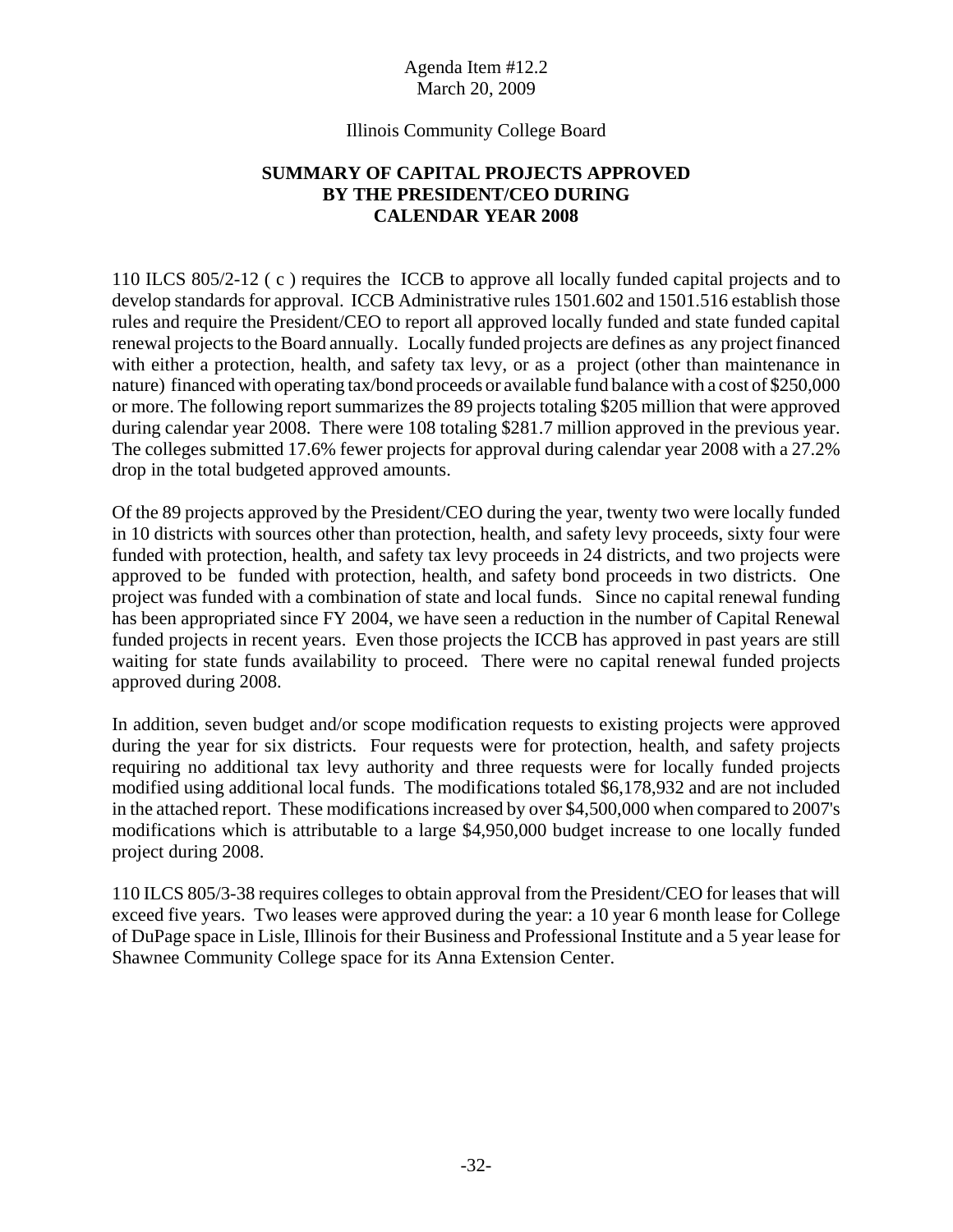Agenda Item #12.2
March 20, 2009

Illinois Community College Board

## SUMMARY OF CAPITAL PROJECTS APPROVED BY THE PRESIDENT/CEO DURING CALENDAR YEAR 2008

110 ILCS 805/2-12 ( c ) requires the ICCB to approve all locally funded capital projects and to develop standards for approval. ICCB Administrative rules 1501.602 and 1501.516 establish those rules and require the President/CEO to report all approved locally funded and state funded capital renewal projects to the Board annually. Locally funded projects are defines as any project financed with either a protection, health, and safety tax levy, or as a project (other than maintenance in nature) financed with operating tax/bond proceeds or available fund balance with a cost of $250,000 or more. The following report summarizes the 89 projects totaling $205 million that were approved during calendar year 2008. There were 108 totaling $281.7 million approved in the previous year. The colleges submitted 17.6% fewer projects for approval during calendar year 2008 with a 27.2% drop in the total budgeted approved amounts.

Of the 89 projects approved by the President/CEO during the year, twenty two were locally funded in 10 districts with sources other than protection, health, and safety levy proceeds, sixty four were funded with protection, health, and safety tax levy proceeds in 24 districts, and two projects were approved to be funded with protection, health, and safety bond proceeds in two districts. One project was funded with a combination of state and local funds. Since no capital renewal funding has been appropriated since FY 2004, we have seen a reduction in the number of Capital Renewal funded projects in recent years. Even those projects the ICCB has approved in past years are still waiting for state funds availability to proceed. There were no capital renewal funded projects approved during 2008.

In addition, seven budget and/or scope modification requests to existing projects were approved during the year for six districts. Four requests were for protection, health, and safety projects requiring no additional tax levy authority and three requests were for locally funded projects modified using additional local funds. The modifications totaled $6,178,932 and are not included in the attached report. These modifications increased by over $4,500,000 when compared to 2007's modifications which is attributable to a large $4,950,000 budget increase to one locally funded project during 2008.

110 ILCS 805/3-38 requires colleges to obtain approval from the President/CEO for leases that will exceed five years. Two leases were approved during the year: a 10 year 6 month lease for College of DuPage space in Lisle, Illinois for their Business and Professional Institute and a 5 year lease for Shawnee Community College space for its Anna Extension Center.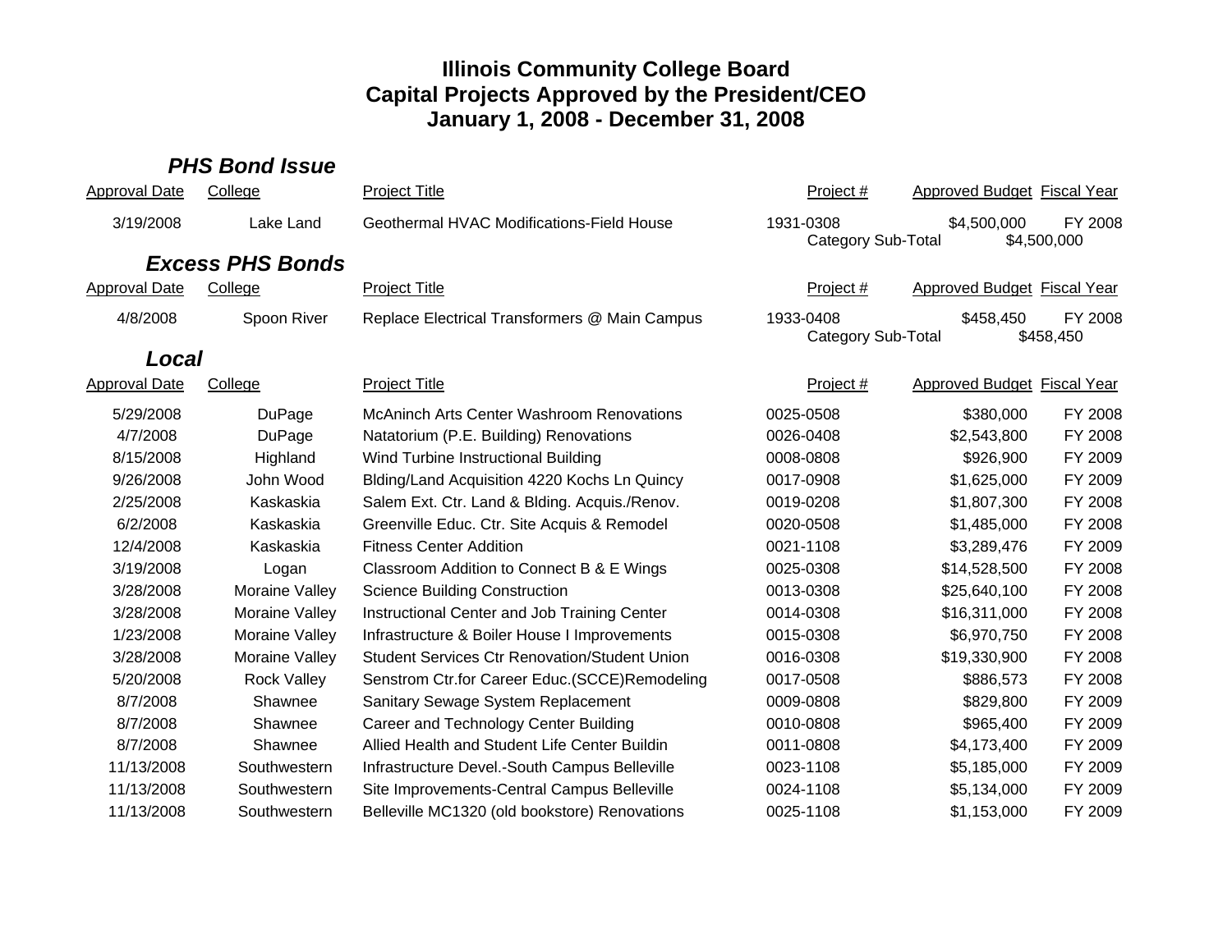# Illinois Community College Board
# Capital Projects Approved by the President/CEO
# January 1, 2008 - December 31, 2008

### *PHS Bond Issue*

| Approval Date | College | Project Title | Project # | Approved Budget | Fiscal Year |
|---|---|---|---|---|---|
| 3/19/2008 | Lake Land | Geothermal HVAC Modifications-Field House | 1931-0308 | $4,500,000 | FY 2008 |
| | | | Category Sub-Total | $4,500,000 | |

### *Excess PHS Bonds*

| Approval Date | College | Project Title | Project # | Approved Budget | Fiscal Year |
|---|---|---|---|---|---|
| 4/8/2008 | Spoon River | Replace Electrical Transformers @ Main Campus | 1933-0408 | $458,450 | FY 2008 |
| | | | Category Sub-Total | $458,450 | |

### *Local*

| Approval Date | College | Project Title | Project # | Approved Budget | Fiscal Year |
|---|---|---|---|---|---|
| 5/29/2008 | DuPage | McAninch Arts Center Washroom Renovations | 0025-0508 | $380,000 | FY 2008 |
| 4/7/2008 | DuPage | Natatorium (P.E. Building) Renovations | 0026-0408 | $2,543,800 | FY 2008 |
| 8/15/2008 | Highland | Wind Turbine Instructional Building | 0008-0808 | $926,900 | FY 2009 |
| 9/26/2008 | John Wood | Blding/Land Acquisition 4220 Kochs Ln Quincy | 0017-0908 | $1,625,000 | FY 2009 |
| 2/25/2008 | Kaskaskia | Salem Ext. Ctr. Land & Blding. Acquis./Renov. | 0019-0208 | $1,807,300 | FY 2008 |
| 6/2/2008 | Kaskaskia | Greenville Educ. Ctr. Site Acquis & Remodel | 0020-0508 | $1,485,000 | FY 2008 |
| 12/4/2008 | Kaskaskia | Fitness Center Addition | 0021-1108 | $3,289,476 | FY 2009 |
| 3/19/2008 | Logan | Classroom Addition to Connect B & E Wings | 0025-0308 | $14,528,500 | FY 2008 |
| 3/28/2008 | Moraine Valley | Science Building Construction | 0013-0308 | $25,640,100 | FY 2008 |
| 3/28/2008 | Moraine Valley | Instructional Center and Job Training Center | 0014-0308 | $16,311,000 | FY 2008 |
| 1/23/2008 | Moraine Valley | Infrastructure & Boiler House I Improvements | 0015-0308 | $6,970,750 | FY 2008 |
| 3/28/2008 | Moraine Valley | Student Services Ctr Renovation/Student Union | 0016-0308 | $19,330,900 | FY 2008 |
| 5/20/2008 | Rock Valley | Senstrom Ctr.for Career Educ.(SCCE)Remodeling | 0017-0508 | $886,573 | FY 2008 |
| 8/7/2008 | Shawnee | Sanitary Sewage System Replacement | 0009-0808 | $829,800 | FY 2009 |
| 8/7/2008 | Shawnee | Career and Technology Center Building | 0010-0808 | $965,400 | FY 2009 |
| 8/7/2008 | Shawnee | Allied Health and Student Life Center Buildin | 0011-0808 | $4,173,400 | FY 2009 |
| 11/13/2008 | Southwestern | Infrastructure Devel.-South Campus Belleville | 0023-1108 | $5,185,000 | FY 2009 |
| 11/13/2008 | Southwestern | Site Improvements-Central Campus Belleville | 0024-1108 | $5,134,000 | FY 2009 |
| 11/13/2008 | Southwestern | Belleville MC1320 (old bookstore) Renovations | 0025-1108 | $1,153,000 | FY 2009 |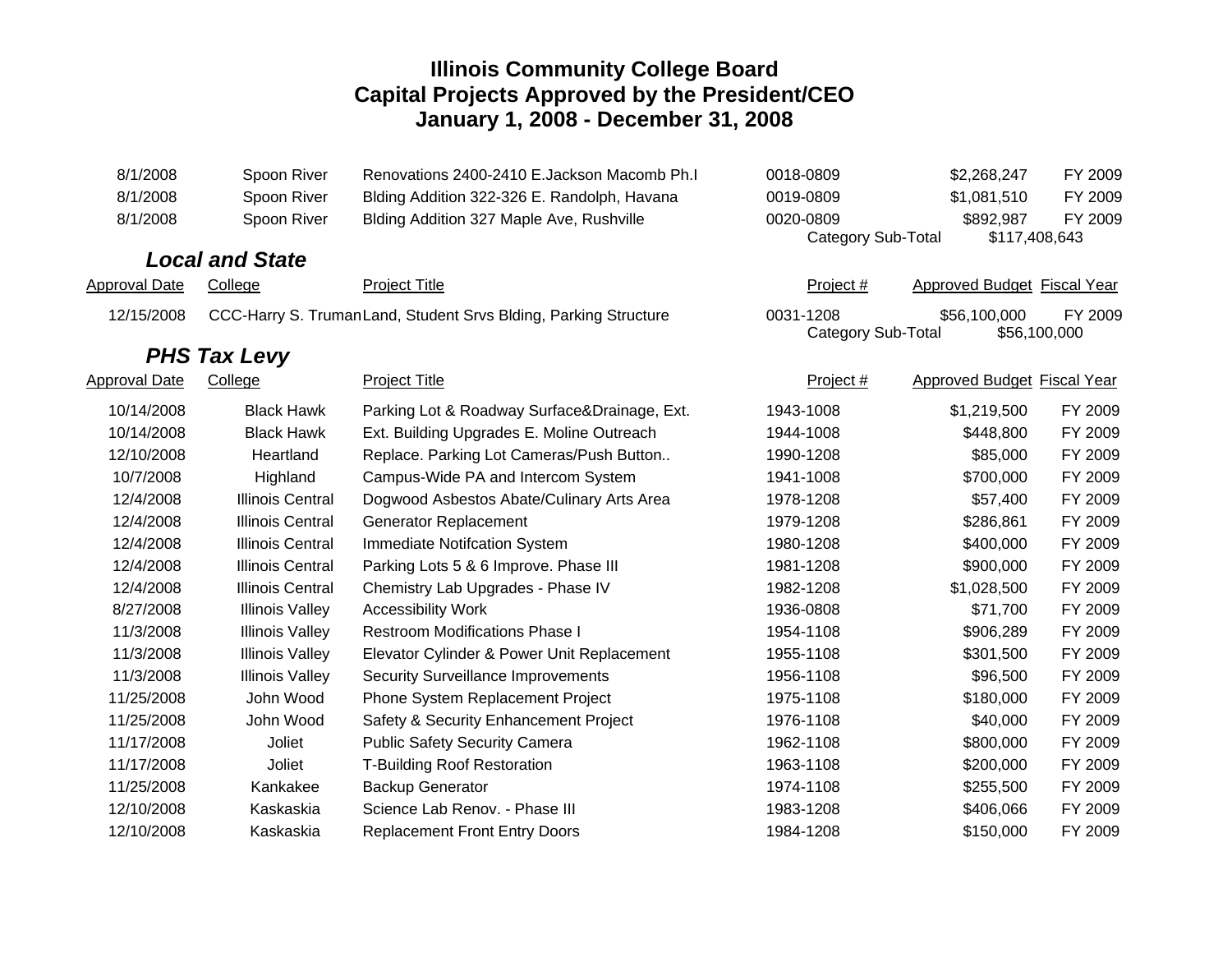# Illinois Community College Board
# Capital Projects Approved by the President/CEO
# January 1, 2008 - December 31, 2008

| Approval Date | College | Project Title | Project # | Approved Budget | Fiscal Year |
|---|---|---|---|---|---|
| 8/1/2008 | Spoon River | Renovations 2400-2410 E.Jackson Macomb Ph.I | 0018-0809 | $2,268,247 | FY 2009 |
| 8/1/2008 | Spoon River | Blding Addition 322-326 E. Randolph, Havana | 0019-0809 | $1,081,510 | FY 2009 |
| 8/1/2008 | Spoon River | Blding Addition 327 Maple Ave, Rushville | 0020-0809 | $892,987 | FY 2009 |
| | | | Category Sub-Total | $117,408,643 | |

### *Local and State*

| Approval Date | College | Project Title | Project # | Approved Budget | Fiscal Year |
|---|---|---|---|---|---|
| 12/15/2008 | CCC-Harry S. Truman | Land, Student Srvs Blding, Parking Structure | 0031-1208 | $56,100,000 | FY 2009 |
| | | | Category Sub-Total | $56,100,000 | |

### *PHS Tax Levy*

| Approval Date | College | Project Title | Project # | Approved Budget | Fiscal Year |
|---|---|---|---|---|---|
| 10/14/2008 | Black Hawk | Parking Lot & Roadway Surface&Drainage, Ext. | 1943-1008 | $1,219,500 | FY 2009 |
| 10/14/2008 | Black Hawk | Ext. Building Upgrades E. Moline Outreach | 1944-1008 | $448,800 | FY 2009 |
| 12/10/2008 | Heartland | Replace. Parking Lot Cameras/Push Button.. | 1990-1208 | $85,000 | FY 2009 |
| 10/7/2008 | Highland | Campus-Wide PA and Intercom System | 1941-1008 | $700,000 | FY 2009 |
| 12/4/2008 | Illinois Central | Dogwood Asbestos Abate/Culinary Arts Area | 1978-1208 | $57,400 | FY 2009 |
| 12/4/2008 | Illinois Central | Generator Replacement | 1979-1208 | $286,861 | FY 2009 |
| 12/4/2008 | Illinois Central | Immediate Notifcation System | 1980-1208 | $400,000 | FY 2009 |
| 12/4/2008 | Illinois Central | Parking Lots 5 & 6 Improve. Phase III | 1981-1208 | $900,000 | FY 2009 |
| 12/4/2008 | Illinois Central | Chemistry Lab Upgrades - Phase IV | 1982-1208 | $1,028,500 | FY 2009 |
| 8/27/2008 | Illinois Valley | Accessibility Work | 1936-0808 | $71,700 | FY 2009 |
| 11/3/2008 | Illinois Valley | Restroom Modifications Phase I | 1954-1108 | $906,289 | FY 2009 |
| 11/3/2008 | Illinois Valley | Elevator Cylinder & Power Unit Replacement | 1955-1108 | $301,500 | FY 2009 |
| 11/3/2008 | Illinois Valley | Security Surveillance Improvements | 1956-1108 | $96,500 | FY 2009 |
| 11/25/2008 | John Wood | Phone System Replacement Project | 1975-1108 | $180,000 | FY 2009 |
| 11/25/2008 | John Wood | Safety & Security Enhancement Project | 1976-1108 | $40,000 | FY 2009 |
| 11/17/2008 | Joliet | Public Safety Security Camera | 1962-1108 | $800,000 | FY 2009 |
| 11/17/2008 | Joliet | T-Building Roof Restoration | 1963-1108 | $200,000 | FY 2009 |
| 11/25/2008 | Kankakee | Backup Generator | 1974-1108 | $255,500 | FY 2009 |
| 12/10/2008 | Kaskaskia | Science Lab Renov. - Phase III | 1983-1208 | $406,066 | FY 2009 |
| 12/10/2008 | Kaskaskia | Replacement Front Entry Doors | 1984-1208 | $150,000 | FY 2009 |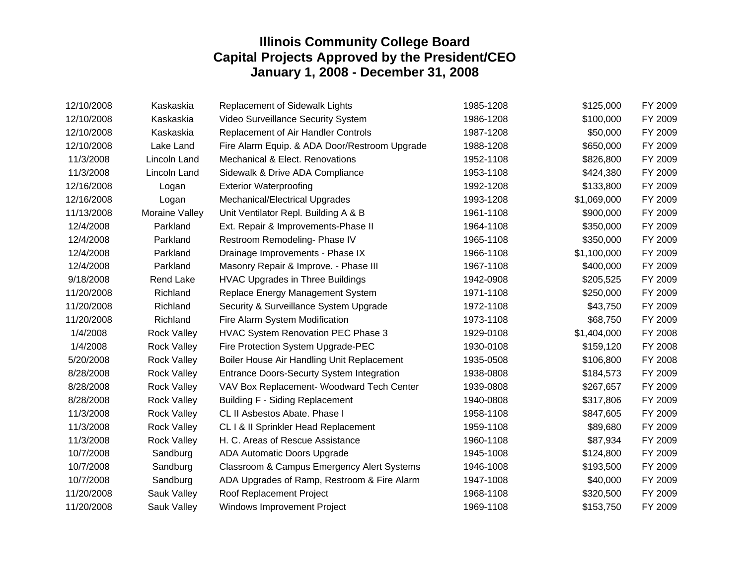# Illinois Community College Board
## Capital Projects Approved by the President/CEO
## January 1, 2008 - December 31, 2008

| | | | | | |
|---|---|---|---|---|---|
| 12/10/2008 | Kaskaskia | Replacement of Sidewalk Lights | 1985-1208 | $125,000 | FY 2009 |
| 12/10/2008 | Kaskaskia | Video Surveillance Security System | 1986-1208 | $100,000 | FY 2009 |
| 12/10/2008 | Kaskaskia | Replacement of Air Handler Controls | 1987-1208 | $50,000 | FY 2009 |
| 12/10/2008 | Lake Land | Fire Alarm Equip. & ADA Door/Restroom Upgrade | 1988-1208 | $650,000 | FY 2009 |
| 11/3/2008 | Lincoln Land | Mechanical & Elect. Renovations | 1952-1108 | $826,800 | FY 2009 |
| 11/3/2008 | Lincoln Land | Sidewalk & Drive ADA Compliance | 1953-1108 | $424,380 | FY 2009 |
| 12/16/2008 | Logan | Exterior Waterproofing | 1992-1208 | $133,800 | FY 2009 |
| 12/16/2008 | Logan | Mechanical/Electrical Upgrades | 1993-1208 | $1,069,000 | FY 2009 |
| 11/13/2008 | Moraine Valley | Unit Ventilator Repl. Building A & B | 1961-1108 | $900,000 | FY 2009 |
| 12/4/2008 | Parkland | Ext. Repair & Improvements-Phase II | 1964-1108 | $350,000 | FY 2009 |
| 12/4/2008 | Parkland | Restroom Remodeling- Phase IV | 1965-1108 | $350,000 | FY 2009 |
| 12/4/2008 | Parkland | Drainage Improvements - Phase IX | 1966-1108 | $1,100,000 | FY 2009 |
| 12/4/2008 | Parkland | Masonry Repair & Improve. - Phase III | 1967-1108 | $400,000 | FY 2009 |
| 9/18/2008 | Rend Lake | HVAC Upgrades in Three Buildings | 1942-0908 | $205,525 | FY 2009 |
| 11/20/2008 | Richland | Replace Energy Management System | 1971-1108 | $250,000 | FY 2009 |
| 11/20/2008 | Richland | Security & Surveillance System Upgrade | 1972-1108 | $43,750 | FY 2009 |
| 11/20/2008 | Richland | Fire Alarm System Modification | 1973-1108 | $68,750 | FY 2009 |
| 1/4/2008 | Rock Valley | HVAC System Renovation PEC Phase 3 | 1929-0108 | $1,404,000 | FY 2008 |
| 1/4/2008 | Rock Valley | Fire Protection System Upgrade-PEC | 1930-0108 | $159,120 | FY 2008 |
| 5/20/2008 | Rock Valley | Boiler House Air Handling Unit Replacement | 1935-0508 | $106,800 | FY 2008 |
| 8/28/2008 | Rock Valley | Entrance Doors-Securty System Integration | 1938-0808 | $184,573 | FY 2009 |
| 8/28/2008 | Rock Valley | VAV Box Replacement- Woodward Tech Center | 1939-0808 | $267,657 | FY 2009 |
| 8/28/2008 | Rock Valley | Building F - Siding Replacement | 1940-0808 | $317,806 | FY 2009 |
| 11/3/2008 | Rock Valley | CL II Asbestos Abate. Phase I | 1958-1108 | $847,605 | FY 2009 |
| 11/3/2008 | Rock Valley | CL I & II Sprinkler Head Replacement | 1959-1108 | $89,680 | FY 2009 |
| 11/3/2008 | Rock Valley | H. C. Areas of Rescue Assistance | 1960-1108 | $87,934 | FY 2009 |
| 10/7/2008 | Sandburg | ADA Automatic Doors Upgrade | 1945-1008 | $124,800 | FY 2009 |
| 10/7/2008 | Sandburg | Classroom & Campus Emergency Alert Systems | 1946-1008 | $193,500 | FY 2009 |
| 10/7/2008 | Sandburg | ADA Upgrades of Ramp, Restroom & Fire Alarm | 1947-1008 | $40,000 | FY 2009 |
| 11/20/2008 | Sauk Valley | Roof Replacement Project | 1968-1108 | $320,500 | FY 2009 |
| 11/20/2008 | Sauk Valley | Windows Improvement Project | 1969-1108 | $153,750 | FY 2009 |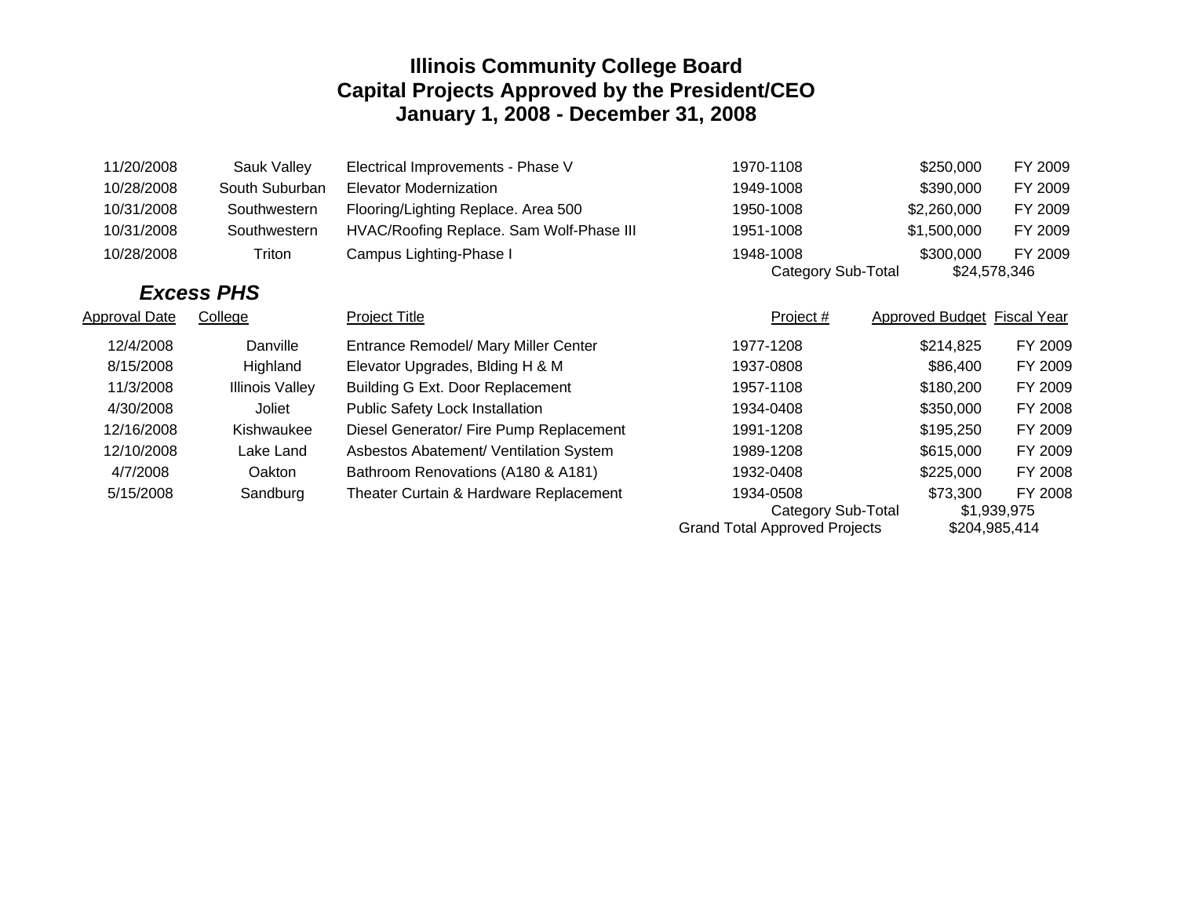# Illinois Community College Board
## Capital Projects Approved by the President/CEO
## January 1, 2008 - December 31, 2008

| | | | | | |
|---|---|---|---|---|---|
| 11/20/2008 | Sauk Valley | Electrical Improvements - Phase V | 1970-1108 | $250,000 | FY 2009 |
| 10/28/2008 | South Suburban | Elevator Modernization | 1949-1008 | $390,000 | FY 2009 |
| 10/31/2008 | Southwestern | Flooring/Lighting Replace. Area 500 | 1950-1008 | $2,260,000 | FY 2009 |
| 10/31/2008 | Southwestern | HVAC/Roofing Replace. Sam Wolf-Phase III | 1951-1008 | $1,500,000 | FY 2009 |
| 10/28/2008 | Triton | Campus Lighting-Phase I | 1948-1008 | $300,000 | FY 2009 |
| | | | Category Sub-Total | $24,578,346 | |

### *Excess PHS*

| Approval Date | College | Project Title | Project # | Approved Budget | Fiscal Year |
|---|---|---|---|---|---|
| 12/4/2008 | Danville | Entrance Remodel/ Mary Miller Center | 1977-1208 | $214,825 | FY 2009 |
| 8/15/2008 | Highland | Elevator Upgrades, Blding H & M | 1937-0808 | $86,400 | FY 2009 |
| 11/3/2008 | Illinois Valley | Building G Ext. Door Replacement | 1957-1108 | $180,200 | FY 2009 |
| 4/30/2008 | Joliet | Public Safety Lock Installation | 1934-0408 | $350,000 | FY 2008 |
| 12/16/2008 | Kishwaukee | Diesel Generator/ Fire Pump Replacement | 1991-1208 | $195,250 | FY 2009 |
| 12/10/2008 | Lake Land | Asbestos Abatement/ Ventilation System | 1989-1208 | $615,000 | FY 2009 |
| 4/7/2008 | Oakton | Bathroom Renovations (A180 & A181) | 1932-0408 | $225,000 | FY 2008 |
| 5/15/2008 | Sandburg | Theater Curtain & Hardware Replacement | 1934-0508 | $73,300 | FY 2008 |
| | | | Category Sub-Total | $1,939,975 | |
| | | | Grand Total Approved Projects | $204,985,414 | |